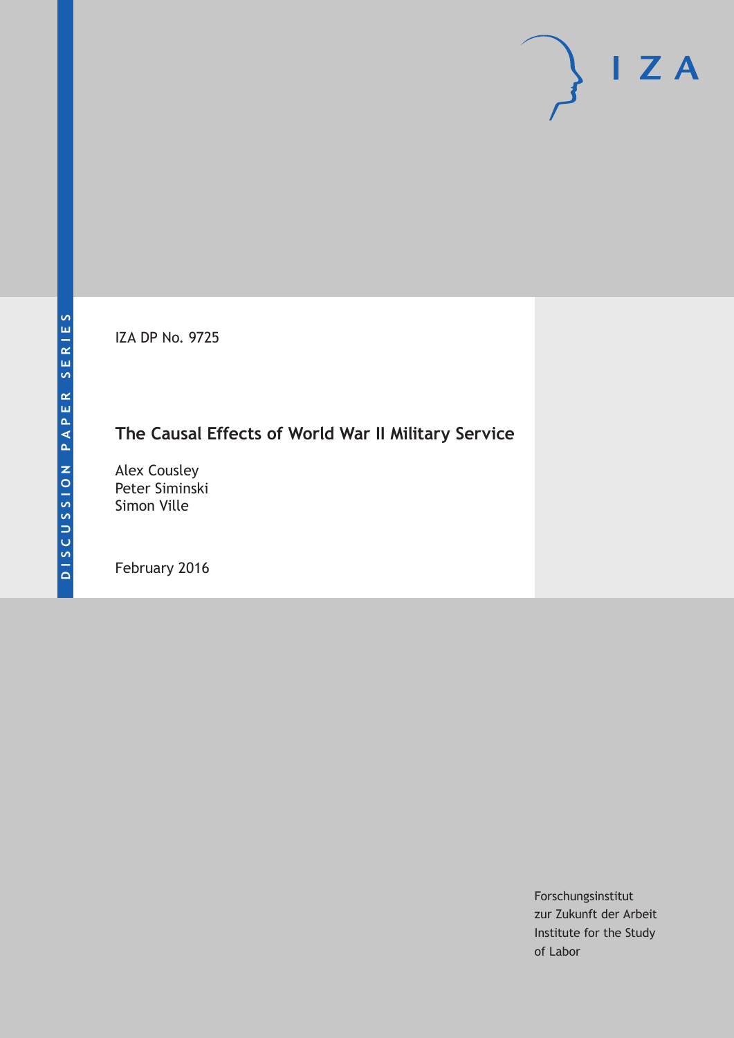DISCUSSION PAPER SERIES

IZA DP No. 9725

# The Causal Effects of World War II Military Service

Alex Cousley
Peter Siminski
Simon Ville

February 2016

Forschungsinstitut
zur Zukunft der Arbeit
Institute for the Study
of Labor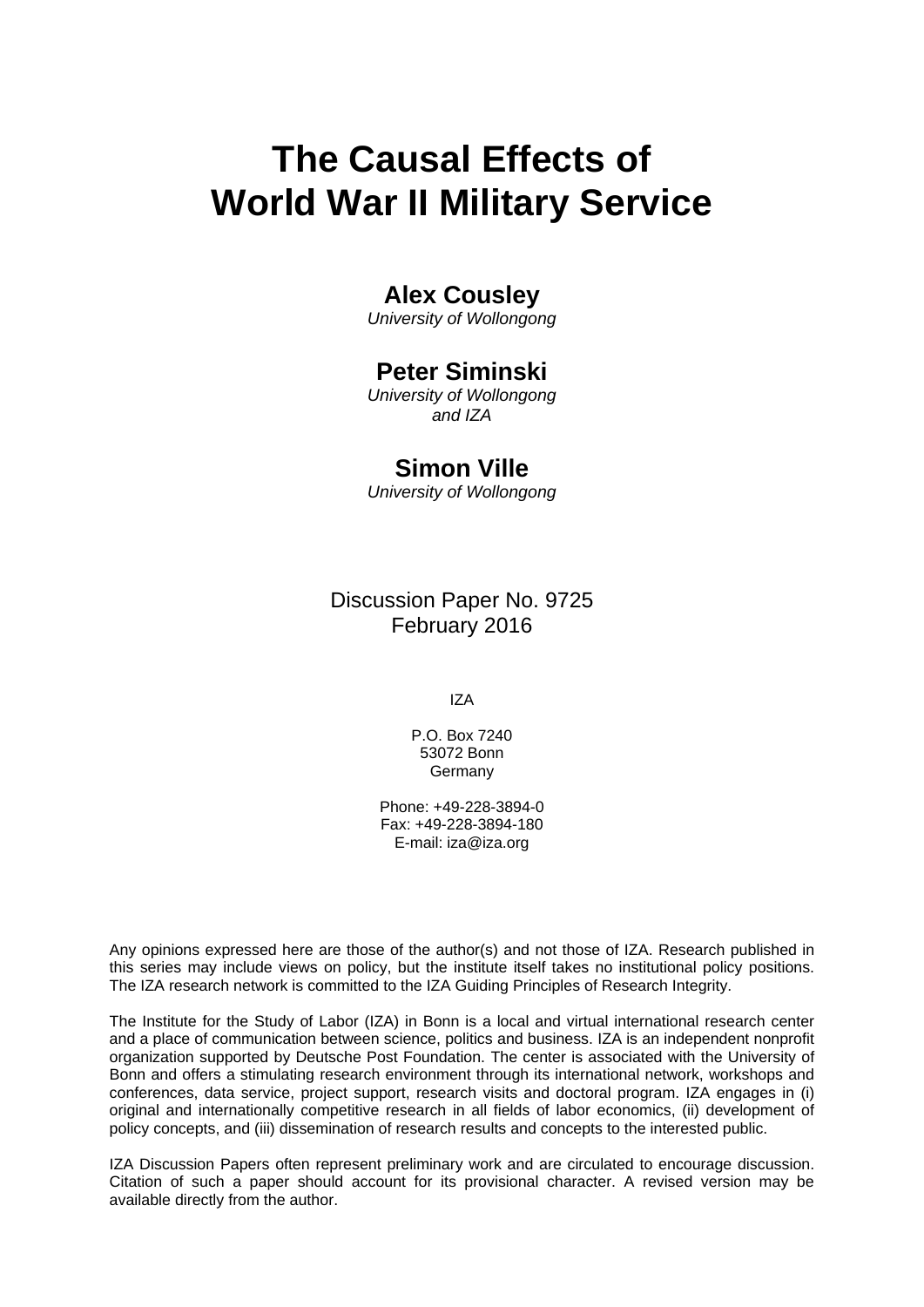# The Causal Effects of World War II Military Service

**Alex Cousley**
*University of Wollongong*

**Peter Siminski**
*University of Wollongong and IZA*

**Simon Ville**
*University of Wollongong*

Discussion Paper No. 9725
February 2016

IZA

P.O. Box 7240
53072 Bonn
Germany

Phone: +49-228-3894-0
Fax: +49-228-3894-180
E-mail: iza@iza.org

Any opinions expressed here are those of the author(s) and not those of IZA. Research published in this series may include views on policy, but the institute itself takes no institutional policy positions. The IZA research network is committed to the IZA Guiding Principles of Research Integrity.

The Institute for the Study of Labor (IZA) in Bonn is a local and virtual international research center and a place of communication between science, politics and business. IZA is an independent nonprofit organization supported by Deutsche Post Foundation. The center is associated with the University of Bonn and offers a stimulating research environment through its international network, workshops and conferences, data service, project support, research visits and doctoral program. IZA engages in (i) original and internationally competitive research in all fields of labor economics, (ii) development of policy concepts, and (iii) dissemination of research results and concepts to the interested public.

IZA Discussion Papers often represent preliminary work and are circulated to encourage discussion. Citation of such a paper should account for its provisional character. A revised version may be available directly from the author.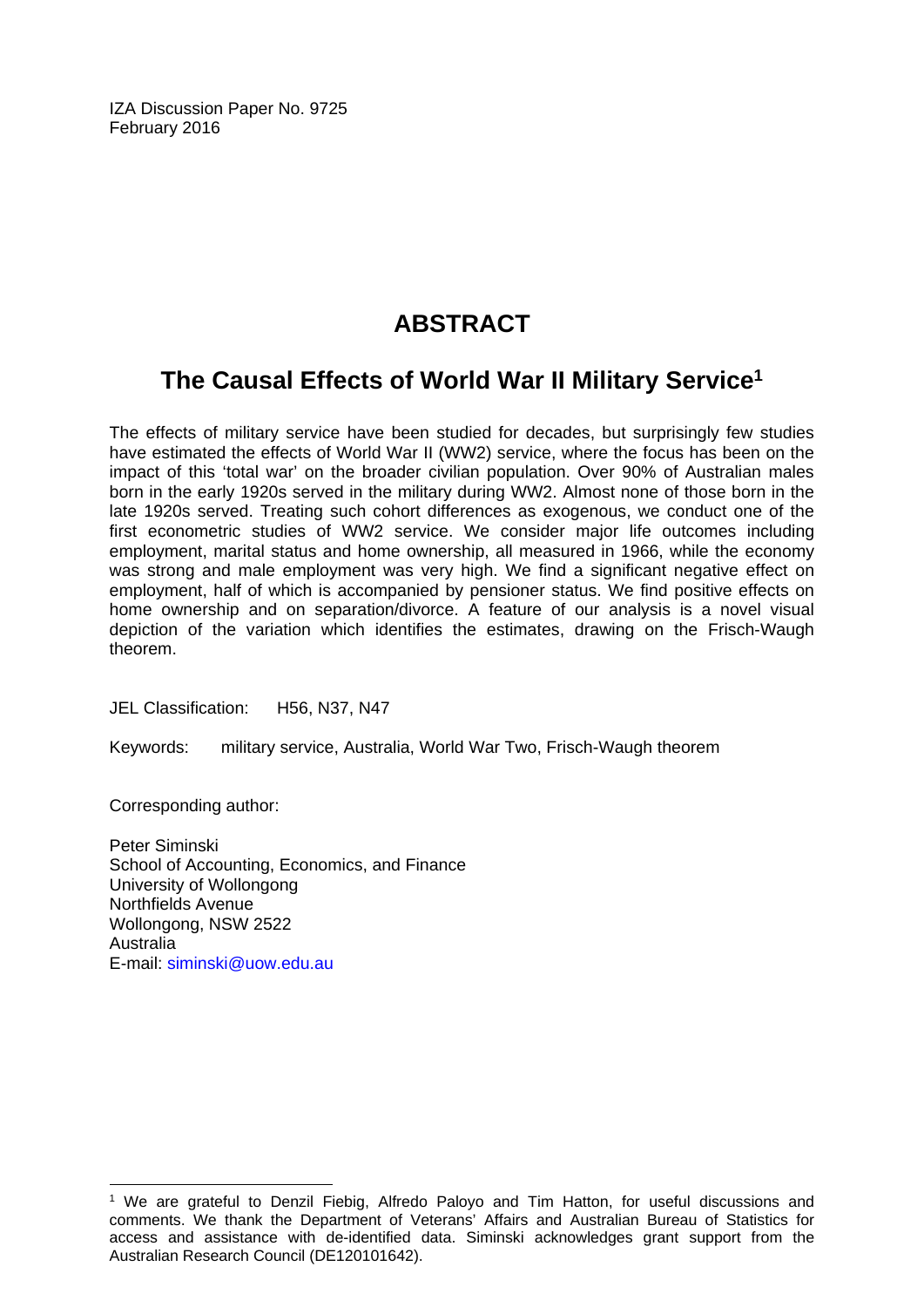IZA Discussion Paper No. 9725
February 2016

# ABSTRACT

## The Causal Effects of World War II Military Service[1]

The effects of military service have been studied for decades, but surprisingly few studies have estimated the effects of World War II (WW2) service, where the focus has been on the impact of this 'total war' on the broader civilian population. Over 90% of Australian males born in the early 1920s served in the military during WW2. Almost none of those born in the late 1920s served. Treating such cohort differences as exogenous, we conduct one of the first econometric studies of WW2 service. We consider major life outcomes including employment, marital status and home ownership, all measured in 1966, while the economy was strong and male employment was very high. We find a significant negative effect on employment, half of which is accompanied by pensioner status. We find positive effects on home ownership and on separation/divorce. A feature of our analysis is a novel visual depiction of the variation which identifies the estimates, drawing on the Frisch-Waugh theorem.

JEL Classification: H56, N37, N47

Keywords: military service, Australia, World War Two, Frisch-Waugh theorem

Corresponding author:

Peter Siminski
School of Accounting, Economics, and Finance
University of Wollongong
Northfields Avenue
Wollongong, NSW 2522
Australia
E-mail: siminski@uow.edu.au

---

[1] We are grateful to Denzil Fiebig, Alfredo Paloyo and Tim Hatton, for useful discussions and comments. We thank the Department of Veterans' Affairs and Australian Bureau of Statistics for access and assistance with de-identified data. Siminski acknowledges grant support from the Australian Research Council (DE120101642).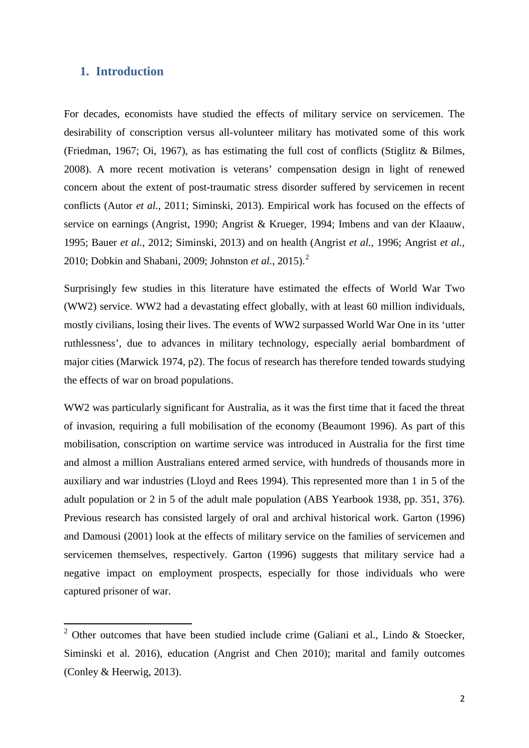## 1. Introduction

For decades, economists have studied the effects of military service on servicemen. The desirability of conscription versus all-volunteer military has motivated some of this work (Friedman, 1967; Oi, 1967), as has estimating the full cost of conflicts (Stiglitz & Bilmes, 2008). A more recent motivation is veterans' compensation design in light of renewed concern about the extent of post-traumatic stress disorder suffered by servicemen in recent conflicts (Autor *et al.*, 2011; Siminski, 2013). Empirical work has focused on the effects of service on earnings (Angrist, 1990; Angrist & Krueger, 1994; Imbens and van der Klaauw, 1995; Bauer *et al.*, 2012; Siminski, 2013) and on health (Angrist *et al.*, 1996; Angrist *et al.*, 2010; Dobkin and Shabani, 2009; Johnston *et al.*, 2015).[2]

Surprisingly few studies in this literature have estimated the effects of World War Two (WW2) service. WW2 had a devastating effect globally, with at least 60 million individuals, mostly civilians, losing their lives. The events of WW2 surpassed World War One in its 'utter ruthlessness', due to advances in military technology, especially aerial bombardment of major cities (Marwick 1974, p2). The focus of research has therefore tended towards studying the effects of war on broad populations.

WW2 was particularly significant for Australia, as it was the first time that it faced the threat of invasion, requiring a full mobilisation of the economy (Beaumont 1996). As part of this mobilisation, conscription on wartime service was introduced in Australia for the first time and almost a million Australians entered armed service, with hundreds of thousands more in auxiliary and war industries (Lloyd and Rees 1994). This represented more than 1 in 5 of the adult population or 2 in 5 of the adult male population (ABS Yearbook 1938, pp. 351, 376). Previous research has consisted largely of oral and archival historical work. Garton (1996) and Damousi (2001) look at the effects of military service on the families of servicemen and servicemen themselves, respectively. Garton (1996) suggests that military service had a negative impact on employment prospects, especially for those individuals who were captured prisoner of war.

[2] Other outcomes that have been studied include crime (Galiani et al., Lindo & Stoecker, Siminski et al. 2016), education (Angrist and Chen 2010); marital and family outcomes (Conley & Heerwig, 2013).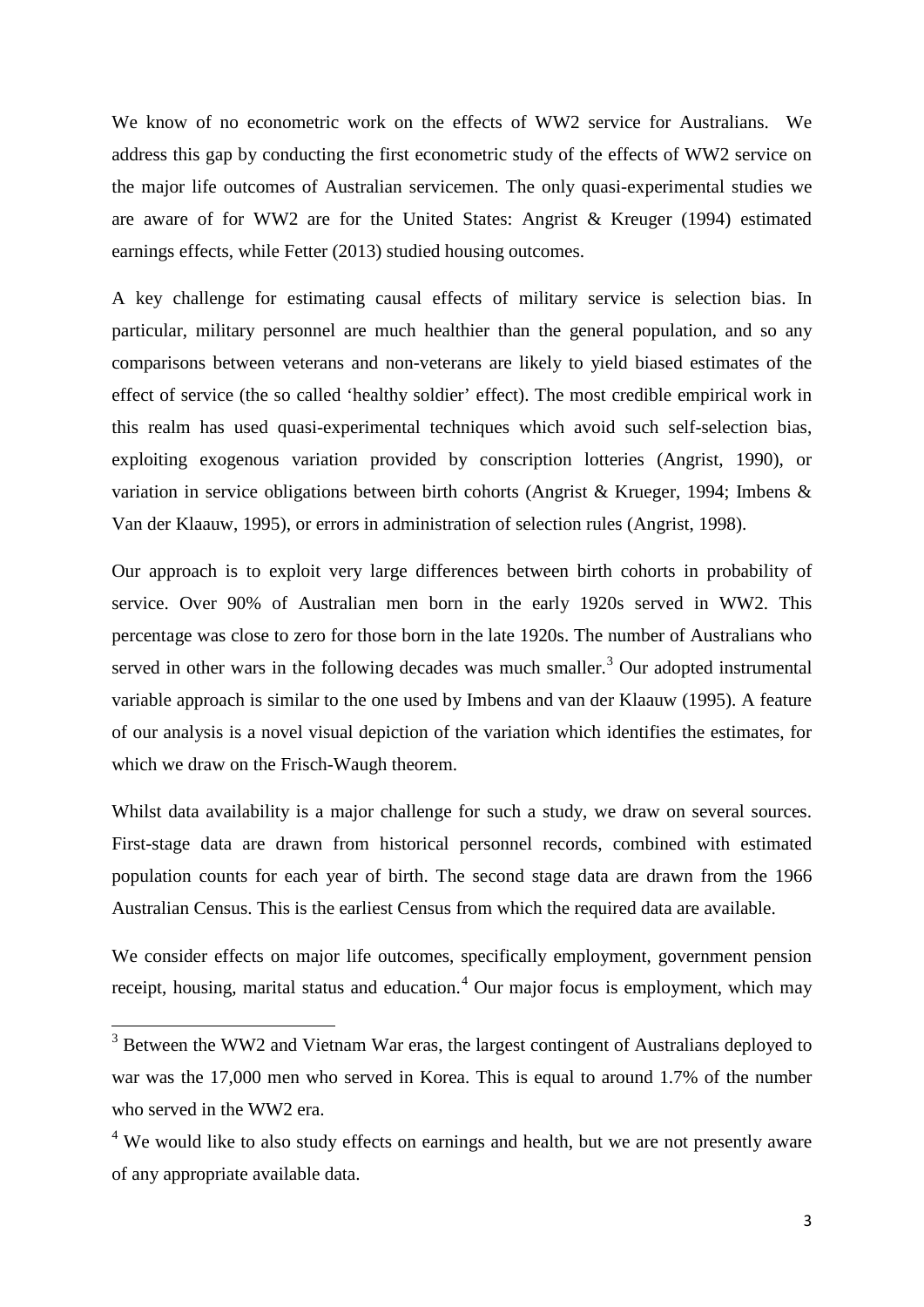We know of no econometric work on the effects of WW2 service for Australians. We address this gap by conducting the first econometric study of the effects of WW2 service on the major life outcomes of Australian servicemen. The only quasi-experimental studies we are aware of for WW2 are for the United States: Angrist & Kreuger (1994) estimated earnings effects, while Fetter (2013) studied housing outcomes.

A key challenge for estimating causal effects of military service is selection bias. In particular, military personnel are much healthier than the general population, and so any comparisons between veterans and non-veterans are likely to yield biased estimates of the effect of service (the so called 'healthy soldier' effect). The most credible empirical work in this realm has used quasi-experimental techniques which avoid such self-selection bias, exploiting exogenous variation provided by conscription lotteries (Angrist, 1990), or variation in service obligations between birth cohorts (Angrist & Krueger, 1994; Imbens & Van der Klaauw, 1995), or errors in administration of selection rules (Angrist, 1998).

Our approach is to exploit very large differences between birth cohorts in probability of service. Over 90% of Australian men born in the early 1920s served in WW2. This percentage was close to zero for those born in the late 1920s. The number of Australians who served in other wars in the following decades was much smaller.[3] Our adopted instrumental variable approach is similar to the one used by Imbens and van der Klaauw (1995). A feature of our analysis is a novel visual depiction of the variation which identifies the estimates, for which we draw on the Frisch-Waugh theorem.

Whilst data availability is a major challenge for such a study, we draw on several sources. First-stage data are drawn from historical personnel records, combined with estimated population counts for each year of birth. The second stage data are drawn from the 1966 Australian Census. This is the earliest Census from which the required data are available.

We consider effects on major life outcomes, specifically employment, government pension receipt, housing, marital status and education.[4] Our major focus is employment, which may

---

[3] Between the WW2 and Vietnam War eras, the largest contingent of Australians deployed to war was the 17,000 men who served in Korea. This is equal to around 1.7% of the number who served in the WW2 era.

[4] We would like to also study effects on earnings and health, but we are not presently aware of any appropriate available data.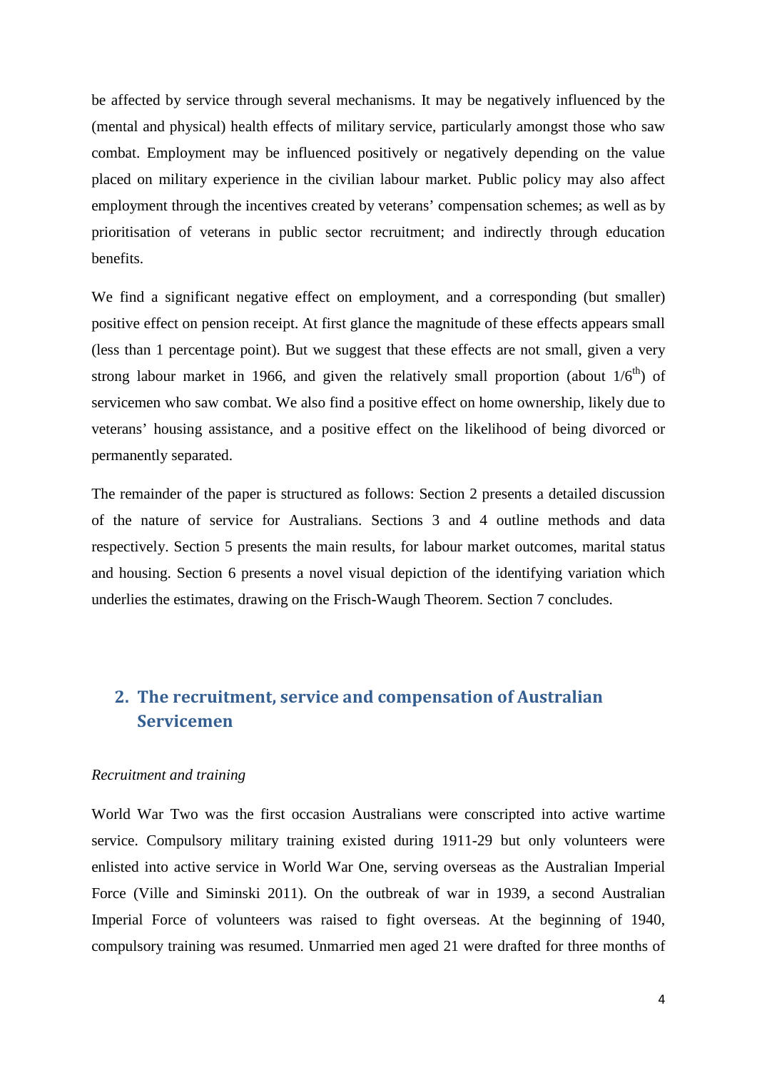be affected by service through several mechanisms. It may be negatively influenced by the (mental and physical) health effects of military service, particularly amongst those who saw combat. Employment may be influenced positively or negatively depending on the value placed on military experience in the civilian labour market. Public policy may also affect employment through the incentives created by veterans' compensation schemes; as well as by prioritisation of veterans in public sector recruitment; and indirectly through education benefits.

We find a significant negative effect on employment, and a corresponding (but smaller) positive effect on pension receipt. At first glance the magnitude of these effects appears small (less than 1 percentage point). But we suggest that these effects are not small, given a very strong labour market in 1966, and given the relatively small proportion (about $1/6^{th}$) of servicemen who saw combat. We also find a positive effect on home ownership, likely due to veterans' housing assistance, and a positive effect on the likelihood of being divorced or permanently separated.

The remainder of the paper is structured as follows: Section 2 presents a detailed discussion of the nature of service for Australians. Sections 3 and 4 outline methods and data respectively. Section 5 presents the main results, for labour market outcomes, marital status and housing. Section 6 presents a novel visual depiction of the identifying variation which underlies the estimates, drawing on the Frisch-Waugh Theorem. Section 7 concludes.

## 2. The recruitment, service and compensation of Australian Servicemen

*Recruitment and training*

World War Two was the first occasion Australians were conscripted into active wartime service. Compulsory military training existed during 1911-29 but only volunteers were enlisted into active service in World War One, serving overseas as the Australian Imperial Force (Ville and Siminski 2011). On the outbreak of war in 1939, a second Australian Imperial Force of volunteers was raised to fight overseas. At the beginning of 1940, compulsory training was resumed. Unmarried men aged 21 were drafted for three months of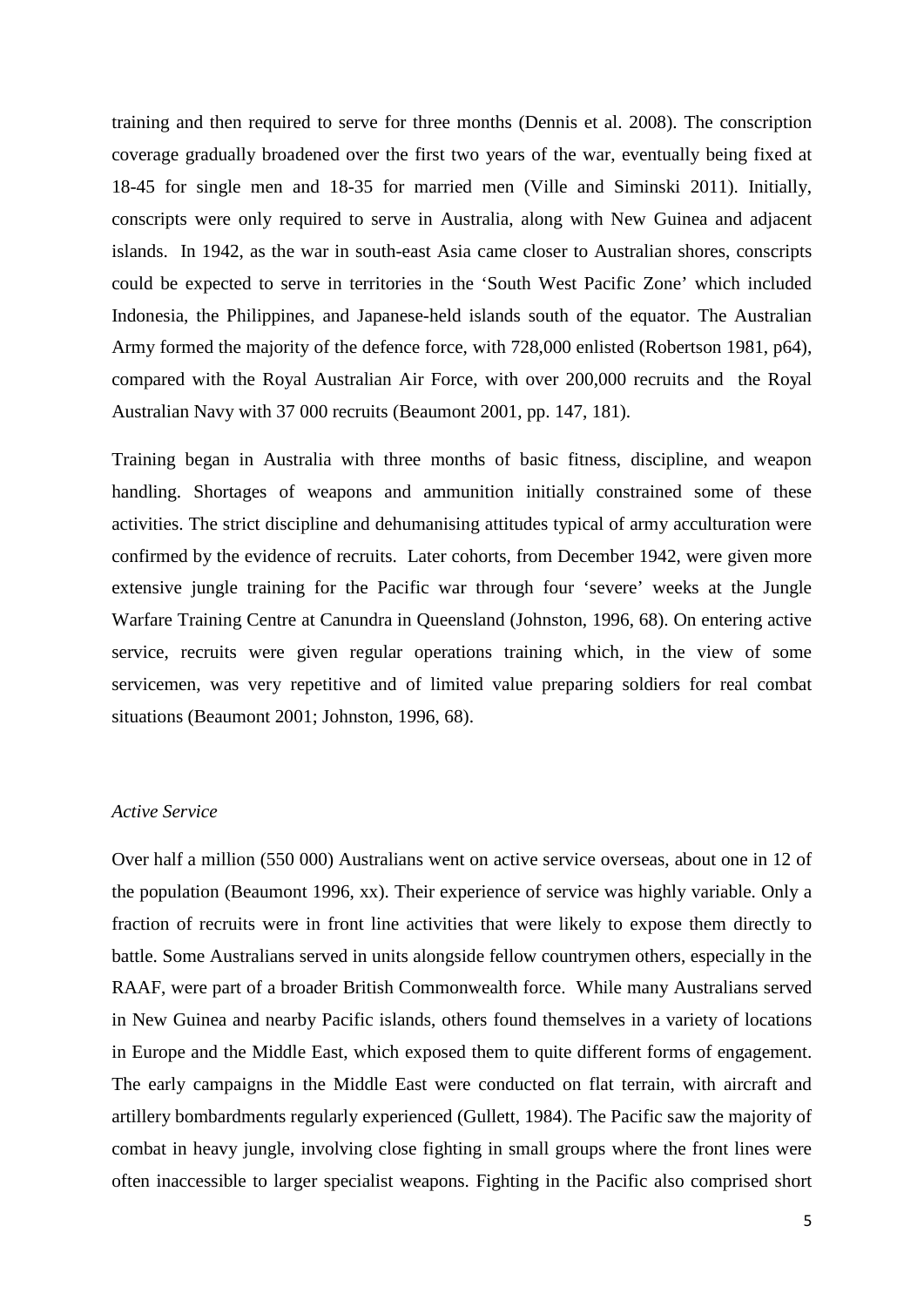training and then required to serve for three months (Dennis et al. 2008). The conscription coverage gradually broadened over the first two years of the war, eventually being fixed at 18-45 for single men and 18-35 for married men (Ville and Siminski 2011). Initially, conscripts were only required to serve in Australia, along with New Guinea and adjacent islands. In 1942, as the war in south-east Asia came closer to Australian shores, conscripts could be expected to serve in territories in the 'South West Pacific Zone' which included Indonesia, the Philippines, and Japanese-held islands south of the equator. The Australian Army formed the majority of the defence force, with 728,000 enlisted (Robertson 1981, p64), compared with the Royal Australian Air Force, with over 200,000 recruits and the Royal Australian Navy with 37 000 recruits (Beaumont 2001, pp. 147, 181).

Training began in Australia with three months of basic fitness, discipline, and weapon handling. Shortages of weapons and ammunition initially constrained some of these activities. The strict discipline and dehumanising attitudes typical of army acculturation were confirmed by the evidence of recruits. Later cohorts, from December 1942, were given more extensive jungle training for the Pacific war through four 'severe' weeks at the Jungle Warfare Training Centre at Canundra in Queensland (Johnston, 1996, 68). On entering active service, recruits were given regular operations training which, in the view of some servicemen, was very repetitive and of limited value preparing soldiers for real combat situations (Beaumont 2001; Johnston, 1996, 68).

*Active Service*

Over half a million (550 000) Australians went on active service overseas, about one in 12 of the population (Beaumont 1996, xx). Their experience of service was highly variable. Only a fraction of recruits were in front line activities that were likely to expose them directly to battle. Some Australians served in units alongside fellow countrymen others, especially in the RAAF, were part of a broader British Commonwealth force. While many Australians served in New Guinea and nearby Pacific islands, others found themselves in a variety of locations in Europe and the Middle East, which exposed them to quite different forms of engagement. The early campaigns in the Middle East were conducted on flat terrain, with aircraft and artillery bombardments regularly experienced (Gullett, 1984). The Pacific saw the majority of combat in heavy jungle, involving close fighting in small groups where the front lines were often inaccessible to larger specialist weapons. Fighting in the Pacific also comprised short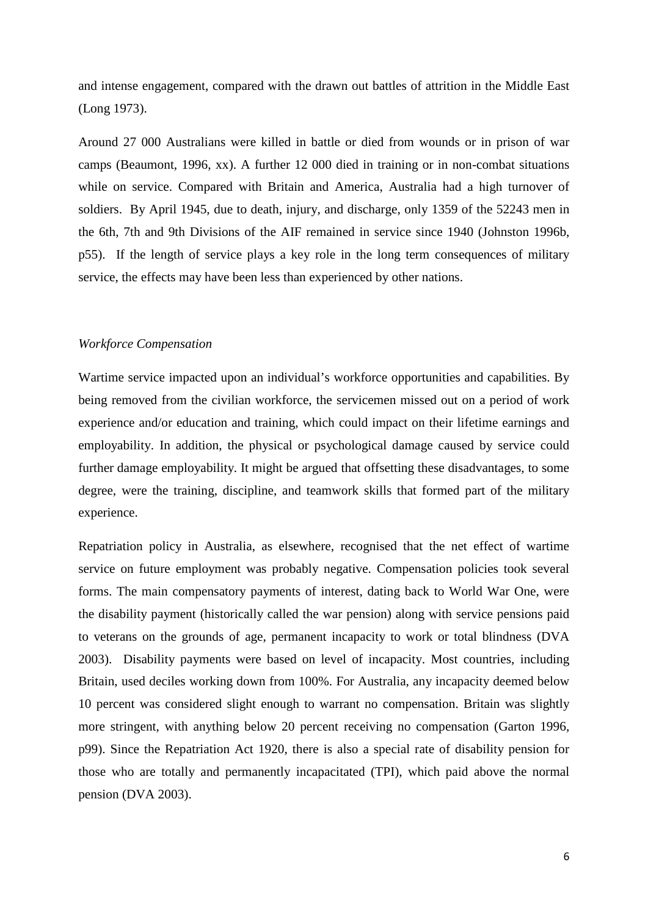and intense engagement, compared with the drawn out battles of attrition in the Middle East (Long 1973).

Around 27 000 Australians were killed in battle or died from wounds or in prison of war camps (Beaumont, 1996, xx). A further 12 000 died in training or in non-combat situations while on service. Compared with Britain and America, Australia had a high turnover of soldiers. By April 1945, due to death, injury, and discharge, only 1359 of the 52243 men in the 6th, 7th and 9th Divisions of the AIF remained in service since 1940 (Johnston 1996b, p55). If the length of service plays a key role in the long term consequences of military service, the effects may have been less than experienced by other nations.

*Workforce Compensation*

Wartime service impacted upon an individual's workforce opportunities and capabilities. By being removed from the civilian workforce, the servicemen missed out on a period of work experience and/or education and training, which could impact on their lifetime earnings and employability. In addition, the physical or psychological damage caused by service could further damage employability. It might be argued that offsetting these disadvantages, to some degree, were the training, discipline, and teamwork skills that formed part of the military experience.

Repatriation policy in Australia, as elsewhere, recognised that the net effect of wartime service on future employment was probably negative. Compensation policies took several forms. The main compensatory payments of interest, dating back to World War One, were the disability payment (historically called the war pension) along with service pensions paid to veterans on the grounds of age, permanent incapacity to work or total blindness (DVA 2003). Disability payments were based on level of incapacity. Most countries, including Britain, used deciles working down from 100%. For Australia, any incapacity deemed below 10 percent was considered slight enough to warrant no compensation. Britain was slightly more stringent, with anything below 20 percent receiving no compensation (Garton 1996, p99). Since the Repatriation Act 1920, there is also a special rate of disability pension for those who are totally and permanently incapacitated (TPI), which paid above the normal pension (DVA 2003).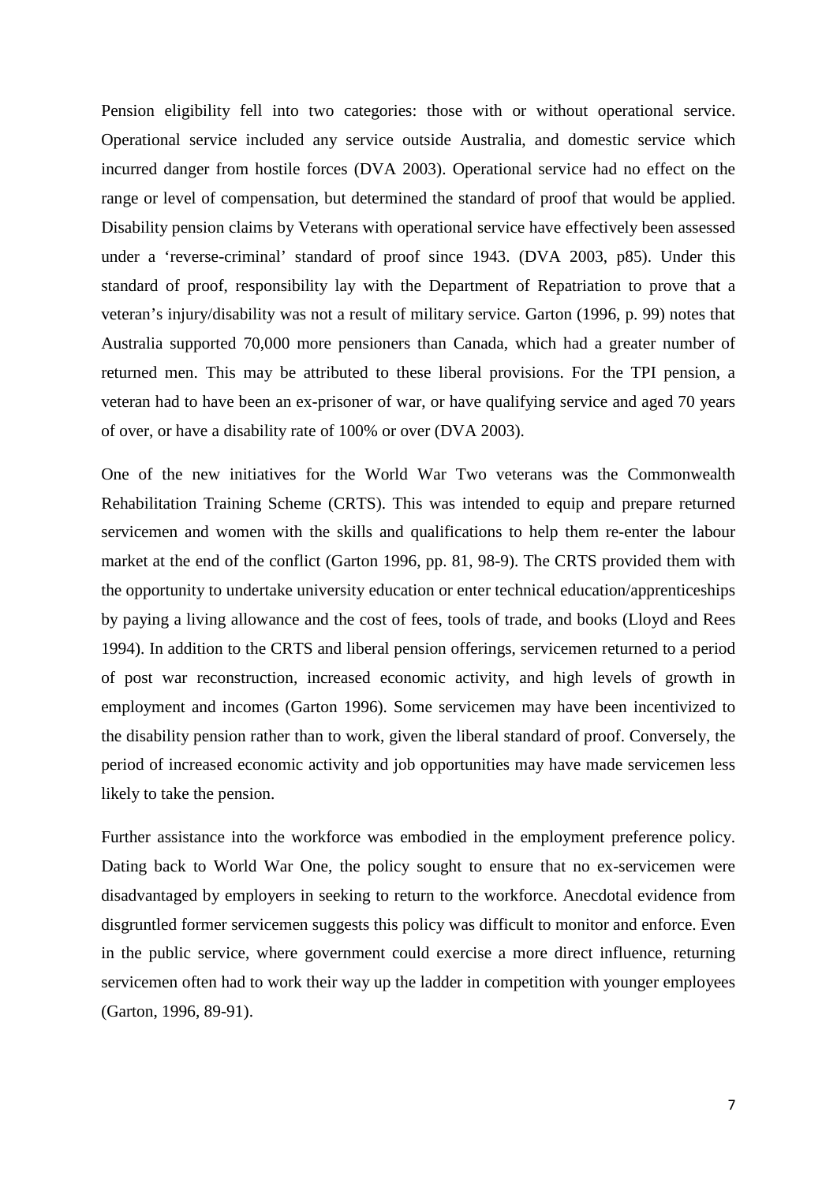Pension eligibility fell into two categories: those with or without operational service. Operational service included any service outside Australia, and domestic service which incurred danger from hostile forces (DVA 2003). Operational service had no effect on the range or level of compensation, but determined the standard of proof that would be applied. Disability pension claims by Veterans with operational service have effectively been assessed under a 'reverse-criminal' standard of proof since 1943. (DVA 2003, p85). Under this standard of proof, responsibility lay with the Department of Repatriation to prove that a veteran's injury/disability was not a result of military service. Garton (1996, p. 99) notes that Australia supported 70,000 more pensioners than Canada, which had a greater number of returned men. This may be attributed to these liberal provisions. For the TPI pension, a veteran had to have been an ex-prisoner of war, or have qualifying service and aged 70 years of over, or have a disability rate of 100% or over (DVA 2003).

One of the new initiatives for the World War Two veterans was the Commonwealth Rehabilitation Training Scheme (CRTS). This was intended to equip and prepare returned servicemen and women with the skills and qualifications to help them re-enter the labour market at the end of the conflict (Garton 1996, pp. 81, 98-9). The CRTS provided them with the opportunity to undertake university education or enter technical education/apprenticeships by paying a living allowance and the cost of fees, tools of trade, and books (Lloyd and Rees 1994). In addition to the CRTS and liberal pension offerings, servicemen returned to a period of post war reconstruction, increased economic activity, and high levels of growth in employment and incomes (Garton 1996). Some servicemen may have been incentivized to the disability pension rather than to work, given the liberal standard of proof. Conversely, the period of increased economic activity and job opportunities may have made servicemen less likely to take the pension.

Further assistance into the workforce was embodied in the employment preference policy. Dating back to World War One, the policy sought to ensure that no ex-servicemen were disadvantaged by employers in seeking to return to the workforce. Anecdotal evidence from disgruntled former servicemen suggests this policy was difficult to monitor and enforce. Even in the public service, where government could exercise a more direct influence, returning servicemen often had to work their way up the ladder in competition with younger employees (Garton, 1996, 89-91).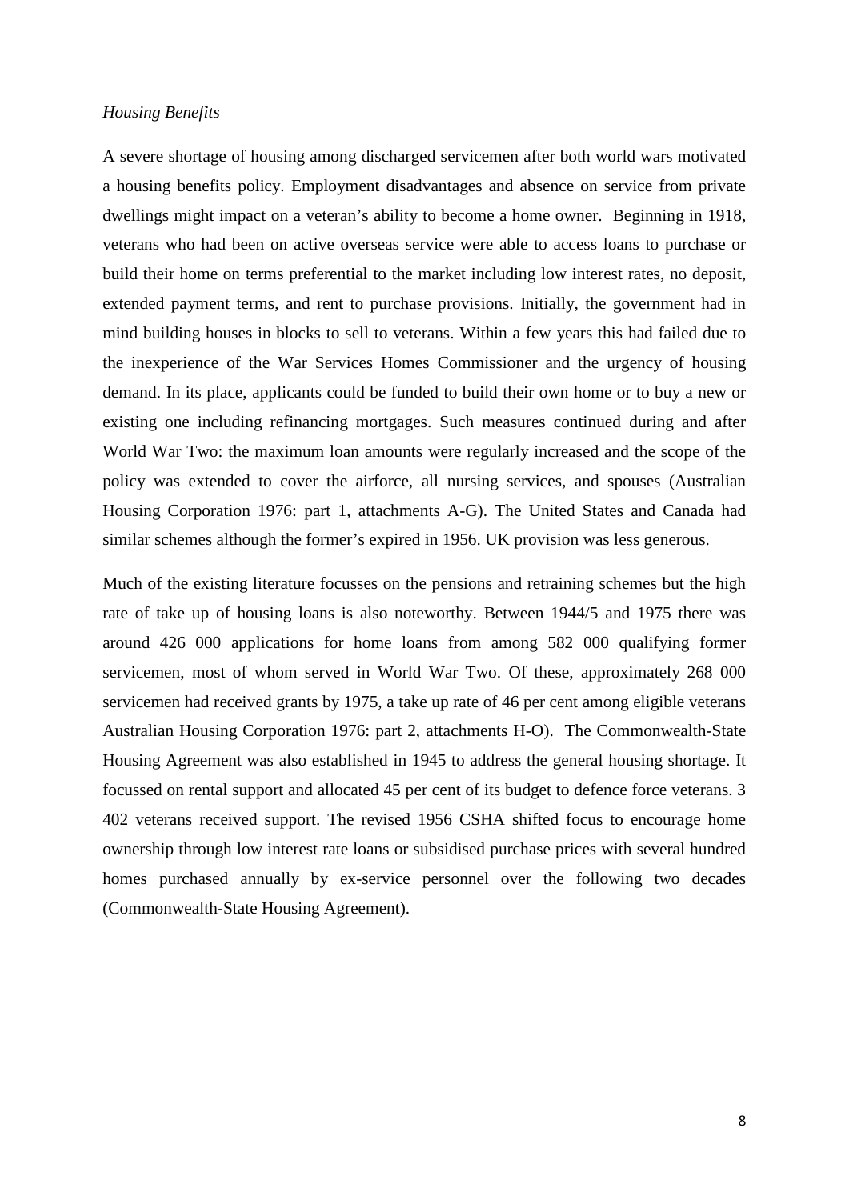*Housing Benefits*

A severe shortage of housing among discharged servicemen after both world wars motivated a housing benefits policy. Employment disadvantages and absence on service from private dwellings might impact on a veteran's ability to become a home owner. Beginning in 1918, veterans who had been on active overseas service were able to access loans to purchase or build their home on terms preferential to the market including low interest rates, no deposit, extended payment terms, and rent to purchase provisions. Initially, the government had in mind building houses in blocks to sell to veterans. Within a few years this had failed due to the inexperience of the War Services Homes Commissioner and the urgency of housing demand. In its place, applicants could be funded to build their own home or to buy a new or existing one including refinancing mortgages. Such measures continued during and after World War Two: the maximum loan amounts were regularly increased and the scope of the policy was extended to cover the airforce, all nursing services, and spouses (Australian Housing Corporation 1976: part 1, attachments A-G). The United States and Canada had similar schemes although the former's expired in 1956. UK provision was less generous.

Much of the existing literature focusses on the pensions and retraining schemes but the high rate of take up of housing loans is also noteworthy. Between 1944/5 and 1975 there was around 426 000 applications for home loans from among 582 000 qualifying former servicemen, most of whom served in World War Two. Of these, approximately 268 000 servicemen had received grants by 1975, a take up rate of 46 per cent among eligible veterans Australian Housing Corporation 1976: part 2, attachments H-O). The Commonwealth-State Housing Agreement was also established in 1945 to address the general housing shortage. It focussed on rental support and allocated 45 per cent of its budget to defence force veterans. 3 402 veterans received support. The revised 1956 CSHA shifted focus to encourage home ownership through low interest rate loans or subsidised purchase prices with several hundred homes purchased annually by ex-service personnel over the following two decades (Commonwealth-State Housing Agreement).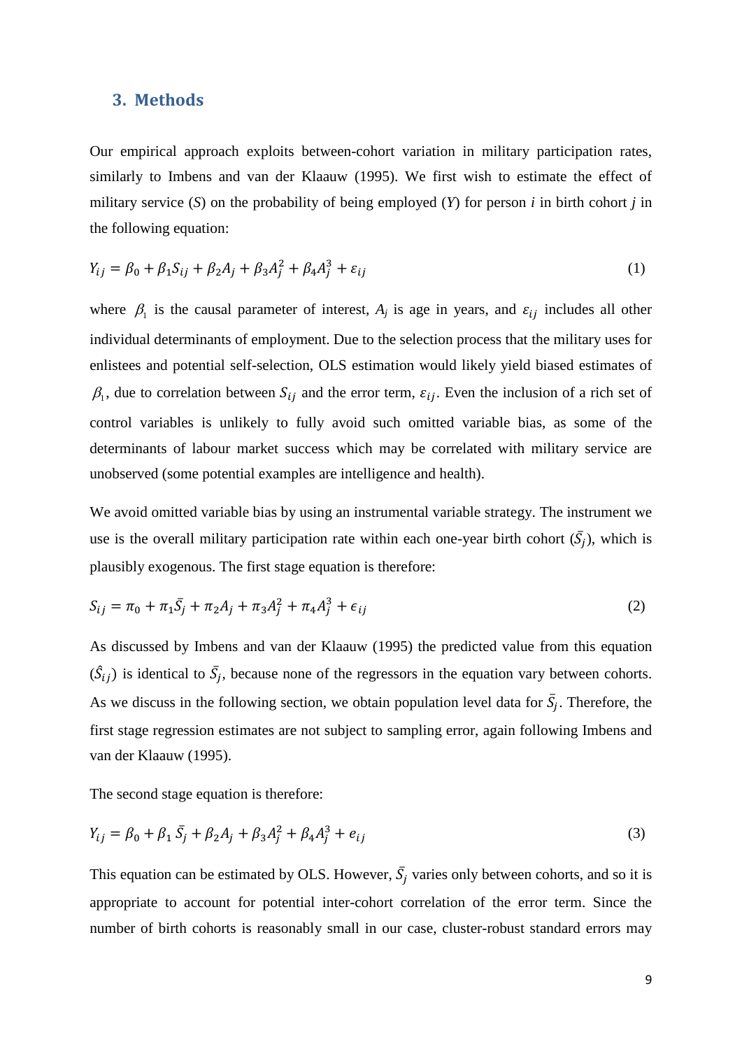## 3. Methods

Our empirical approach exploits between-cohort variation in military participation rates, similarly to Imbens and van der Klaauw (1995). We first wish to estimate the effect of military service (*S*) on the probability of being employed (*Y*) for person *i* in birth cohort *j* in the following equation:

$$Y_{ij} = \beta_0 + \beta_1 S_{ij} + \beta_2 A_j + \beta_3 A_j^2 + \beta_4 A_j^3 + \varepsilon_{ij} \tag{1}$$

where $\beta_1$ is the causal parameter of interest, $A_j$ is age in years, and $\varepsilon_{ij}$ includes all other individual determinants of employment. Due to the selection process that the military uses for enlistees and potential self-selection, OLS estimation would likely yield biased estimates of $\beta_1$, due to correlation between $S_{ij}$ and the error term, $\varepsilon_{ij}$. Even the inclusion of a rich set of control variables is unlikely to fully avoid such omitted variable bias, as some of the determinants of labour market success which may be correlated with military service are unobserved (some potential examples are intelligence and health).

We avoid omitted variable bias by using an instrumental variable strategy. The instrument we use is the overall military participation rate within each one-year birth cohort ($\bar{S}_j$), which is plausibly exogenous. The first stage equation is therefore:

$$S_{ij} = \pi_0 + \pi_1 \bar{S}_j + \pi_2 A_j + \pi_3 A_j^2 + \pi_4 A_j^3 + \epsilon_{ij} \tag{2}$$

As discussed by Imbens and van der Klaauw (1995) the predicted value from this equation ($\hat{S}_{ij}$) is identical to $\bar{S}_j$, because none of the regressors in the equation vary between cohorts. As we discuss in the following section, we obtain population level data for $\bar{S}_j$. Therefore, the first stage regression estimates are not subject to sampling error, again following Imbens and van der Klaauw (1995).

The second stage equation is therefore:

$$Y_{ij} = \beta_0 + \beta_1 \bar{S}_j + \beta_2 A_j + \beta_3 A_j^2 + \beta_4 A_j^3 + e_{ij} \tag{3}$$

This equation can be estimated by OLS. However, $\bar{S}_j$ varies only between cohorts, and so it is appropriate to account for potential inter-cohort correlation of the error term. Since the number of birth cohorts is reasonably small in our case, cluster-robust standard errors may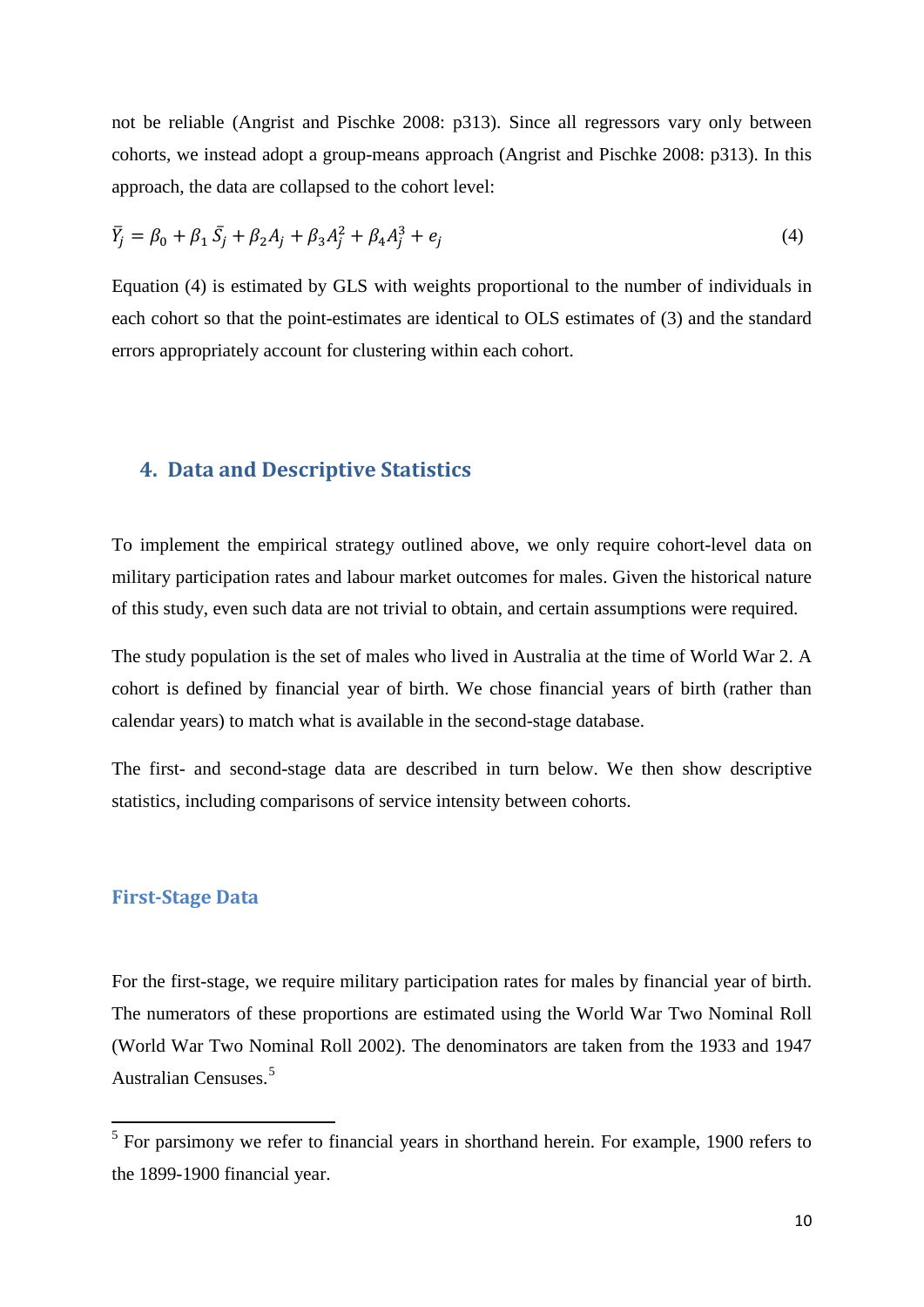not be reliable (Angrist and Pischke 2008: p313). Since all regressors vary only between cohorts, we instead adopt a group-means approach (Angrist and Pischke 2008: p313). In this approach, the data are collapsed to the cohort level:

$$\bar{Y}_j = \beta_0 + \beta_1 \bar{S}_j + \beta_2 A_j + \beta_3 A_j^2 + \beta_4 A_j^3 + e_j \tag{4}$$

Equation (4) is estimated by GLS with weights proportional to the number of individuals in each cohort so that the point-estimates are identical to OLS estimates of (3) and the standard errors appropriately account for clustering within each cohort.

## 4. Data and Descriptive Statistics

To implement the empirical strategy outlined above, we only require cohort-level data on military participation rates and labour market outcomes for males. Given the historical nature of this study, even such data are not trivial to obtain, and certain assumptions were required.

The study population is the set of males who lived in Australia at the time of World War 2. A cohort is defined by financial year of birth. We chose financial years of birth (rather than calendar years) to match what is available in the second-stage database.

The first- and second-stage data are described in turn below. We then show descriptive statistics, including comparisons of service intensity between cohorts.

### First-Stage Data

For the first-stage, we require military participation rates for males by financial year of birth. The numerators of these proportions are estimated using the World War Two Nominal Roll (World War Two Nominal Roll 2002). The denominators are taken from the 1933 and 1947 Australian Censuses.[5]

[5] For parsimony we refer to financial years in shorthand herein. For example, 1900 refers to the 1899-1900 financial year.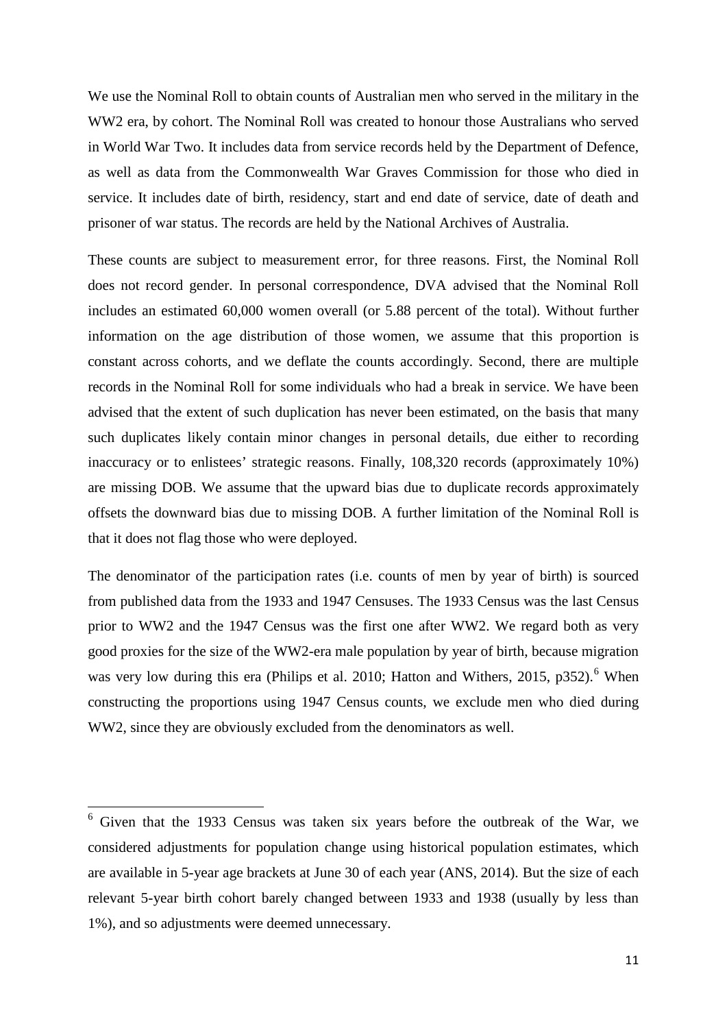We use the Nominal Roll to obtain counts of Australian men who served in the military in the WW2 era, by cohort. The Nominal Roll was created to honour those Australians who served in World War Two. It includes data from service records held by the Department of Defence, as well as data from the Commonwealth War Graves Commission for those who died in service. It includes date of birth, residency, start and end date of service, date of death and prisoner of war status. The records are held by the National Archives of Australia.

These counts are subject to measurement error, for three reasons. First, the Nominal Roll does not record gender. In personal correspondence, DVA advised that the Nominal Roll includes an estimated 60,000 women overall (or 5.88 percent of the total). Without further information on the age distribution of those women, we assume that this proportion is constant across cohorts, and we deflate the counts accordingly. Second, there are multiple records in the Nominal Roll for some individuals who had a break in service. We have been advised that the extent of such duplication has never been estimated, on the basis that many such duplicates likely contain minor changes in personal details, due either to recording inaccuracy or to enlistees' strategic reasons. Finally, 108,320 records (approximately 10%) are missing DOB. We assume that the upward bias due to duplicate records approximately offsets the downward bias due to missing DOB. A further limitation of the Nominal Roll is that it does not flag those who were deployed.

The denominator of the participation rates (i.e. counts of men by year of birth) is sourced from published data from the 1933 and 1947 Censuses. The 1933 Census was the last Census prior to WW2 and the 1947 Census was the first one after WW2. We regard both as very good proxies for the size of the WW2-era male population by year of birth, because migration was very low during this era (Philips et al. 2010; Hatton and Withers, 2015, p352).[6] When constructing the proportions using 1947 Census counts, we exclude men who died during WW2, since they are obviously excluded from the denominators as well.

[6] Given that the 1933 Census was taken six years before the outbreak of the War, we considered adjustments for population change using historical population estimates, which are available in 5-year age brackets at June 30 of each year (ANS, 2014). But the size of each relevant 5-year birth cohort barely changed between 1933 and 1938 (usually by less than 1%), and so adjustments were deemed unnecessary.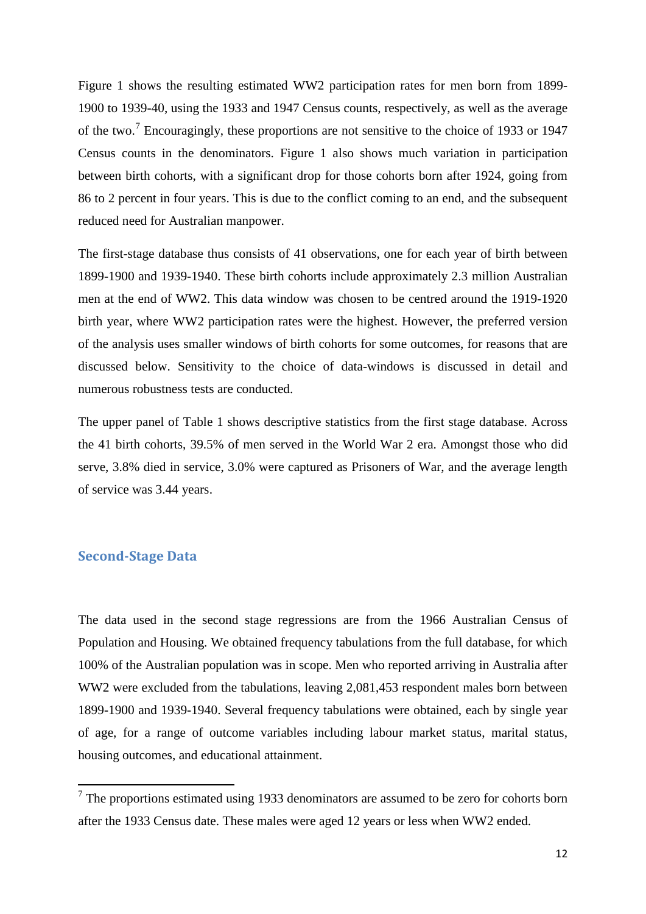Figure 1 shows the resulting estimated WW2 participation rates for men born from 1899-1900 to 1939-40, using the 1933 and 1947 Census counts, respectively, as well as the average of the two.[7] Encouragingly, these proportions are not sensitive to the choice of 1933 or 1947 Census counts in the denominators. Figure 1 also shows much variation in participation between birth cohorts, with a significant drop for those cohorts born after 1924, going from 86 to 2 percent in four years. This is due to the conflict coming to an end, and the subsequent reduced need for Australian manpower.

The first-stage database thus consists of 41 observations, one for each year of birth between 1899-1900 and 1939-1940. These birth cohorts include approximately 2.3 million Australian men at the end of WW2. This data window was chosen to be centred around the 1919-1920 birth year, where WW2 participation rates were the highest. However, the preferred version of the analysis uses smaller windows of birth cohorts for some outcomes, for reasons that are discussed below. Sensitivity to the choice of data-windows is discussed in detail and numerous robustness tests are conducted.

The upper panel of Table 1 shows descriptive statistics from the first stage database. Across the 41 birth cohorts, 39.5% of men served in the World War 2 era. Amongst those who did serve, 3.8% died in service, 3.0% were captured as Prisoners of War, and the average length of service was 3.44 years.

## Second-Stage Data

The data used in the second stage regressions are from the 1966 Australian Census of Population and Housing. We obtained frequency tabulations from the full database, for which 100% of the Australian population was in scope. Men who reported arriving in Australia after WW2 were excluded from the tabulations, leaving 2,081,453 respondent males born between 1899-1900 and 1939-1940. Several frequency tabulations were obtained, each by single year of age, for a range of outcome variables including labour market status, marital status, housing outcomes, and educational attainment.

---

[7] The proportions estimated using 1933 denominators are assumed to be zero for cohorts born after the 1933 Census date. These males were aged 12 years or less when WW2 ended.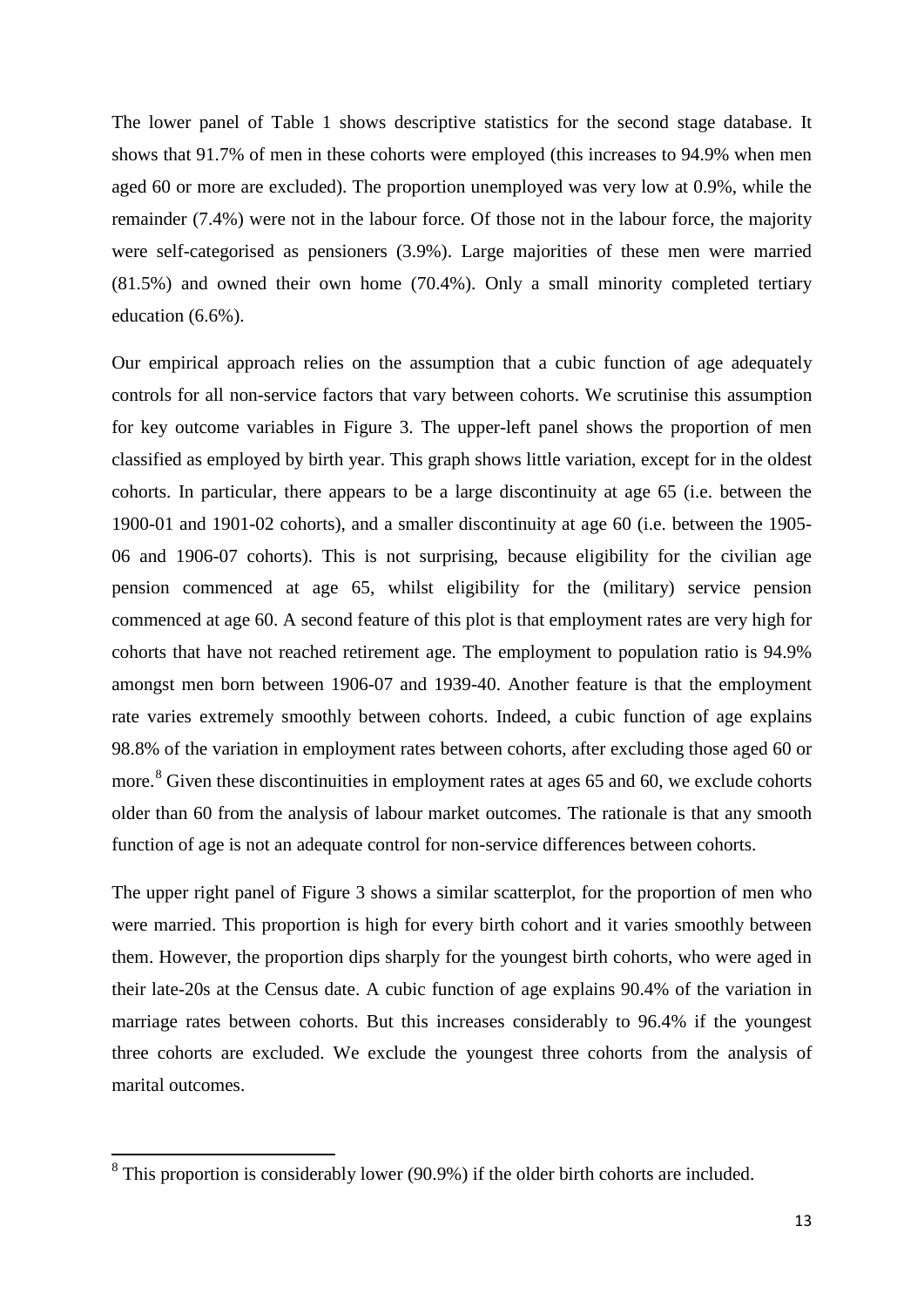The lower panel of Table 1 shows descriptive statistics for the second stage database. It shows that 91.7% of men in these cohorts were employed (this increases to 94.9% when men aged 60 or more are excluded). The proportion unemployed was very low at 0.9%, while the remainder (7.4%) were not in the labour force. Of those not in the labour force, the majority were self-categorised as pensioners (3.9%). Large majorities of these men were married (81.5%) and owned their own home (70.4%). Only a small minority completed tertiary education (6.6%).

Our empirical approach relies on the assumption that a cubic function of age adequately controls for all non-service factors that vary between cohorts. We scrutinise this assumption for key outcome variables in Figure 3. The upper-left panel shows the proportion of men classified as employed by birth year. This graph shows little variation, except for in the oldest cohorts. In particular, there appears to be a large discontinuity at age 65 (i.e. between the 1900-01 and 1901-02 cohorts), and a smaller discontinuity at age 60 (i.e. between the 1905-06 and 1906-07 cohorts). This is not surprising, because eligibility for the civilian age pension commenced at age 65, whilst eligibility for the (military) service pension commenced at age 60. A second feature of this plot is that employment rates are very high for cohorts that have not reached retirement age. The employment to population ratio is 94.9% amongst men born between 1906-07 and 1939-40. Another feature is that the employment rate varies extremely smoothly between cohorts. Indeed, a cubic function of age explains 98.8% of the variation in employment rates between cohorts, after excluding those aged 60 or more.[8] Given these discontinuities in employment rates at ages 65 and 60, we exclude cohorts older than 60 from the analysis of labour market outcomes. The rationale is that any smooth function of age is not an adequate control for non-service differences between cohorts.

The upper right panel of Figure 3 shows a similar scatterplot, for the proportion of men who were married. This proportion is high for every birth cohort and it varies smoothly between them. However, the proportion dips sharply for the youngest birth cohorts, who were aged in their late-20s at the Census date. A cubic function of age explains 90.4% of the variation in marriage rates between cohorts. But this increases considerably to 96.4% if the youngest three cohorts are excluded. We exclude the youngest three cohorts from the analysis of marital outcomes.

[8] This proportion is considerably lower (90.9%) if the older birth cohorts are included.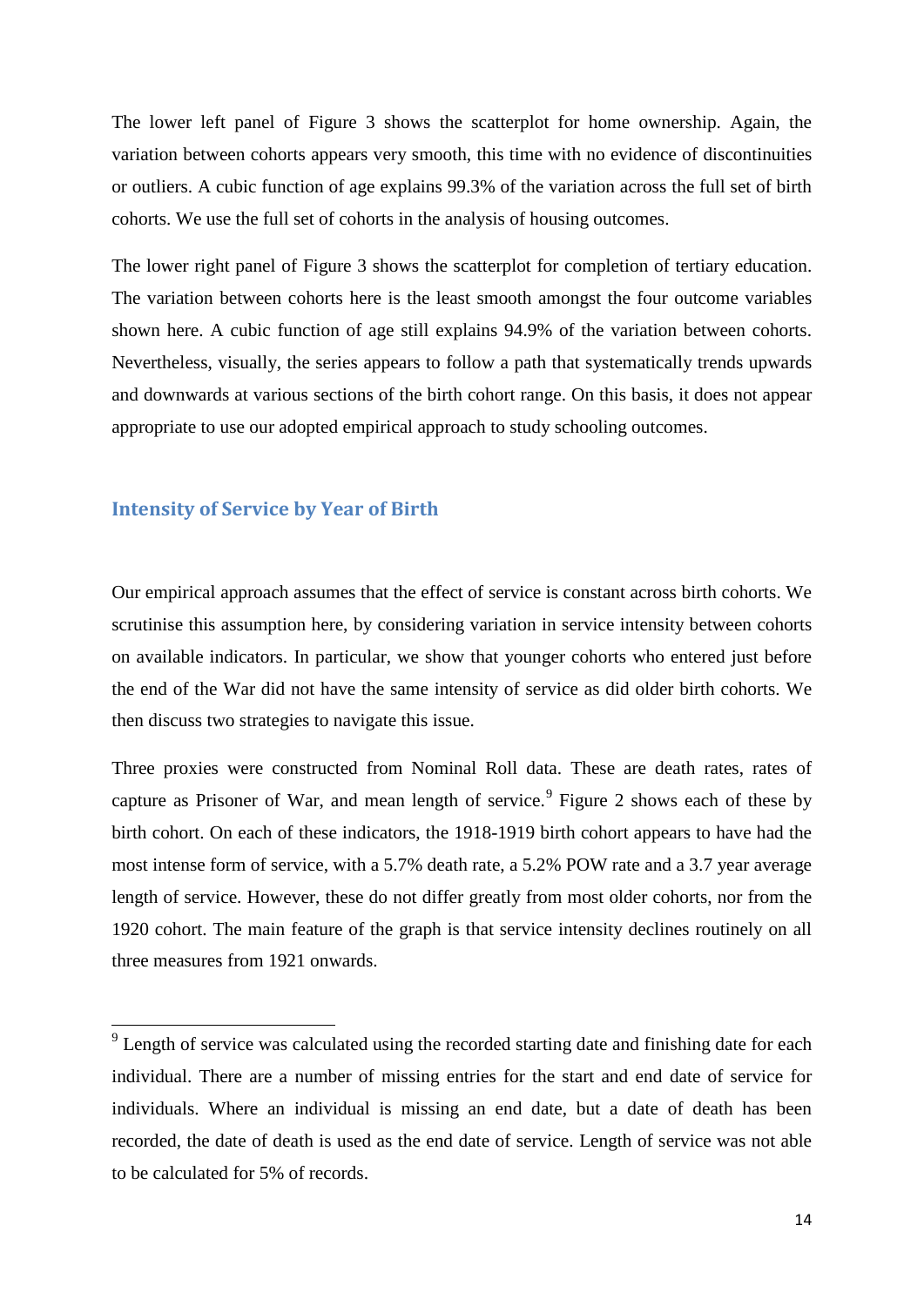The lower left panel of Figure 3 shows the scatterplot for home ownership. Again, the variation between cohorts appears very smooth, this time with no evidence of discontinuities or outliers. A cubic function of age explains 99.3% of the variation across the full set of birth cohorts. We use the full set of cohorts in the analysis of housing outcomes.

The lower right panel of Figure 3 shows the scatterplot for completion of tertiary education. The variation between cohorts here is the least smooth amongst the four outcome variables shown here. A cubic function of age still explains 94.9% of the variation between cohorts. Nevertheless, visually, the series appears to follow a path that systematically trends upwards and downwards at various sections of the birth cohort range. On this basis, it does not appear appropriate to use our adopted empirical approach to study schooling outcomes.

## Intensity of Service by Year of Birth

Our empirical approach assumes that the effect of service is constant across birth cohorts. We scrutinise this assumption here, by considering variation in service intensity between cohorts on available indicators. In particular, we show that younger cohorts who entered just before the end of the War did not have the same intensity of service as did older birth cohorts. We then discuss two strategies to navigate this issue.

Three proxies were constructed from Nominal Roll data. These are death rates, rates of capture as Prisoner of War, and mean length of service.[9] Figure 2 shows each of these by birth cohort. On each of these indicators, the 1918-1919 birth cohort appears to have had the most intense form of service, with a 5.7% death rate, a 5.2% POW rate and a 3.7 year average length of service. However, these do not differ greatly from most older cohorts, nor from the 1920 cohort. The main feature of the graph is that service intensity declines routinely on all three measures from 1921 onwards.

[9] Length of service was calculated using the recorded starting date and finishing date for each individual. There are a number of missing entries for the start and end date of service for individuals. Where an individual is missing an end date, but a date of death has been recorded, the date of death is used as the end date of service. Length of service was not able to be calculated for 5% of records.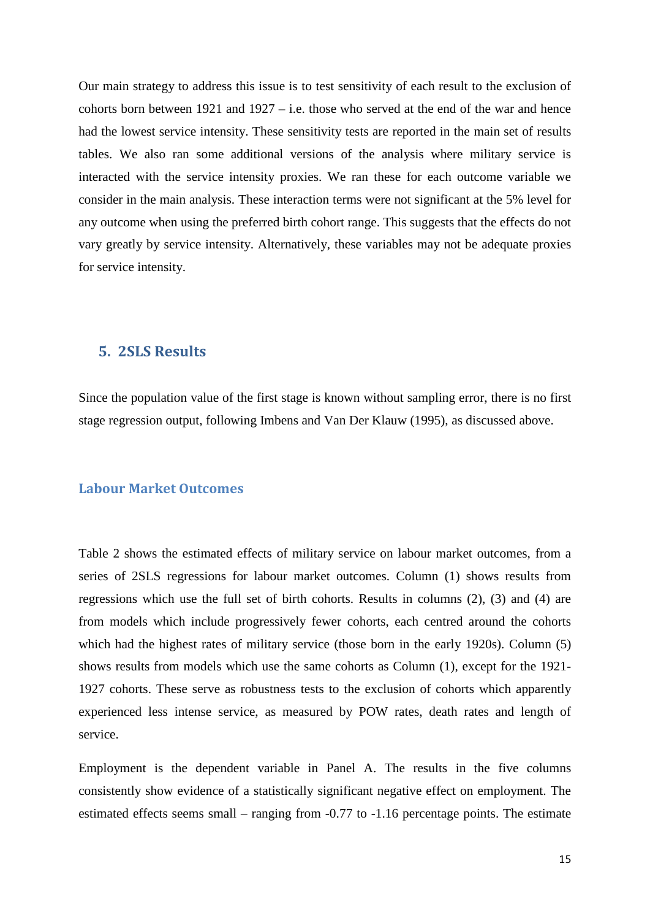Our main strategy to address this issue is to test sensitivity of each result to the exclusion of cohorts born between 1921 and 1927 – i.e. those who served at the end of the war and hence had the lowest service intensity. These sensitivity tests are reported in the main set of results tables. We also ran some additional versions of the analysis where military service is interacted with the service intensity proxies. We ran these for each outcome variable we consider in the main analysis. These interaction terms were not significant at the 5% level for any outcome when using the preferred birth cohort range. This suggests that the effects do not vary greatly by service intensity. Alternatively, these variables may not be adequate proxies for service intensity.

## 5. 2SLS Results

Since the population value of the first stage is known without sampling error, there is no first stage regression output, following Imbens and Van Der Klauw (1995), as discussed above.

### Labour Market Outcomes

Table 2 shows the estimated effects of military service on labour market outcomes, from a series of 2SLS regressions for labour market outcomes. Column (1) shows results from regressions which use the full set of birth cohorts. Results in columns (2), (3) and (4) are from models which include progressively fewer cohorts, each centred around the cohorts which had the highest rates of military service (those born in the early 1920s). Column (5) shows results from models which use the same cohorts as Column (1), except for the 1921-1927 cohorts. These serve as robustness tests to the exclusion of cohorts which apparently experienced less intense service, as measured by POW rates, death rates and length of service.

Employment is the dependent variable in Panel A. The results in the five columns consistently show evidence of a statistically significant negative effect on employment. The estimated effects seems small – ranging from -0.77 to -1.16 percentage points. The estimate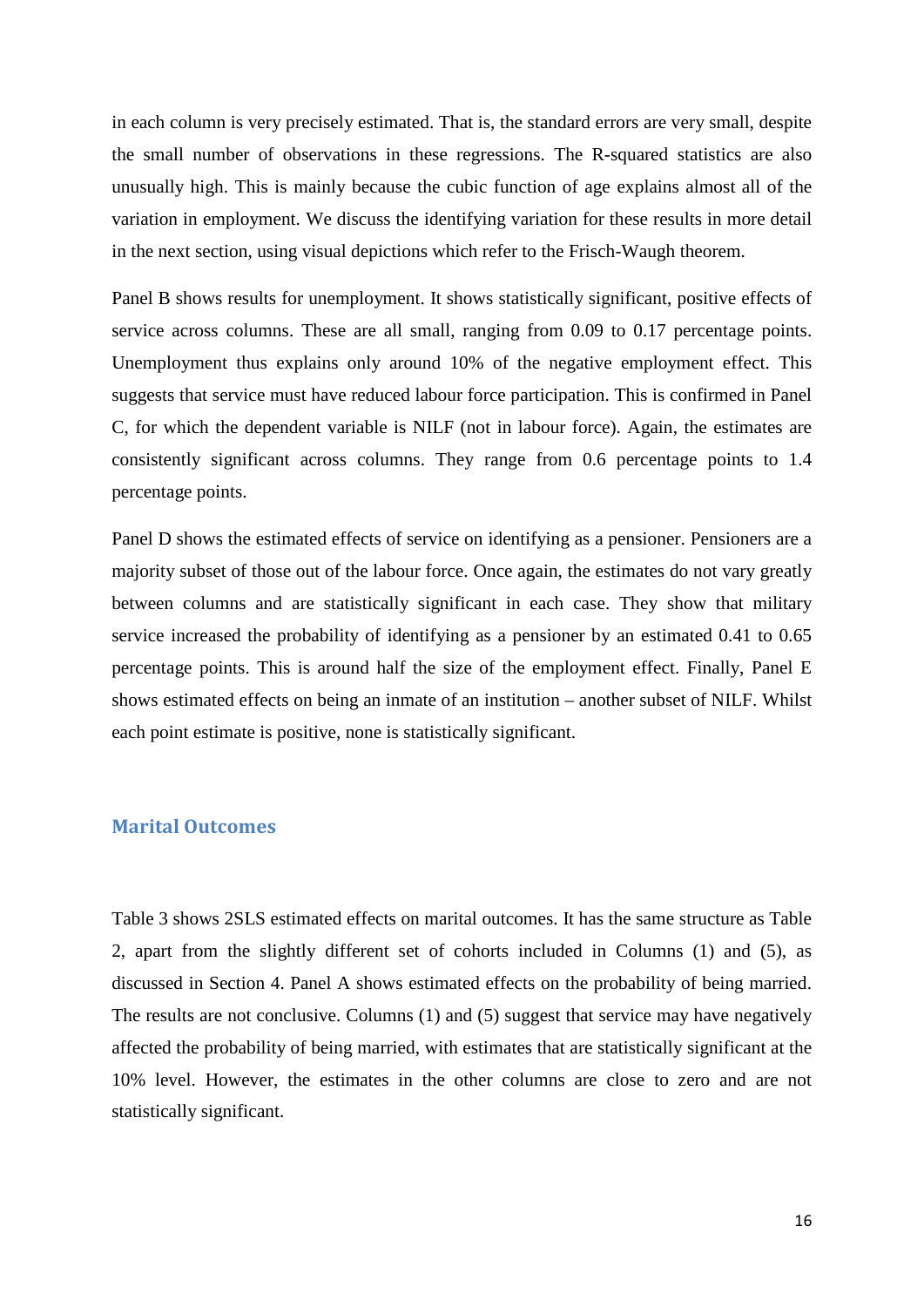in each column is very precisely estimated. That is, the standard errors are very small, despite the small number of observations in these regressions. The R-squared statistics are also unusually high. This is mainly because the cubic function of age explains almost all of the variation in employment. We discuss the identifying variation for these results in more detail in the next section, using visual depictions which refer to the Frisch-Waugh theorem.

Panel B shows results for unemployment. It shows statistically significant, positive effects of service across columns. These are all small, ranging from 0.09 to 0.17 percentage points. Unemployment thus explains only around 10% of the negative employment effect. This suggests that service must have reduced labour force participation. This is confirmed in Panel C, for which the dependent variable is NILF (not in labour force). Again, the estimates are consistently significant across columns. They range from 0.6 percentage points to 1.4 percentage points.

Panel D shows the estimated effects of service on identifying as a pensioner. Pensioners are a majority subset of those out of the labour force. Once again, the estimates do not vary greatly between columns and are statistically significant in each case. They show that military service increased the probability of identifying as a pensioner by an estimated 0.41 to 0.65 percentage points. This is around half the size of the employment effect. Finally, Panel E shows estimated effects on being an inmate of an institution – another subset of NILF. Whilst each point estimate is positive, none is statistically significant.

### Marital Outcomes

Table 3 shows 2SLS estimated effects on marital outcomes. It has the same structure as Table 2, apart from the slightly different set of cohorts included in Columns (1) and (5), as discussed in Section 4. Panel A shows estimated effects on the probability of being married. The results are not conclusive. Columns (1) and (5) suggest that service may have negatively affected the probability of being married, with estimates that are statistically significant at the 10% level. However, the estimates in the other columns are close to zero and are not statistically significant.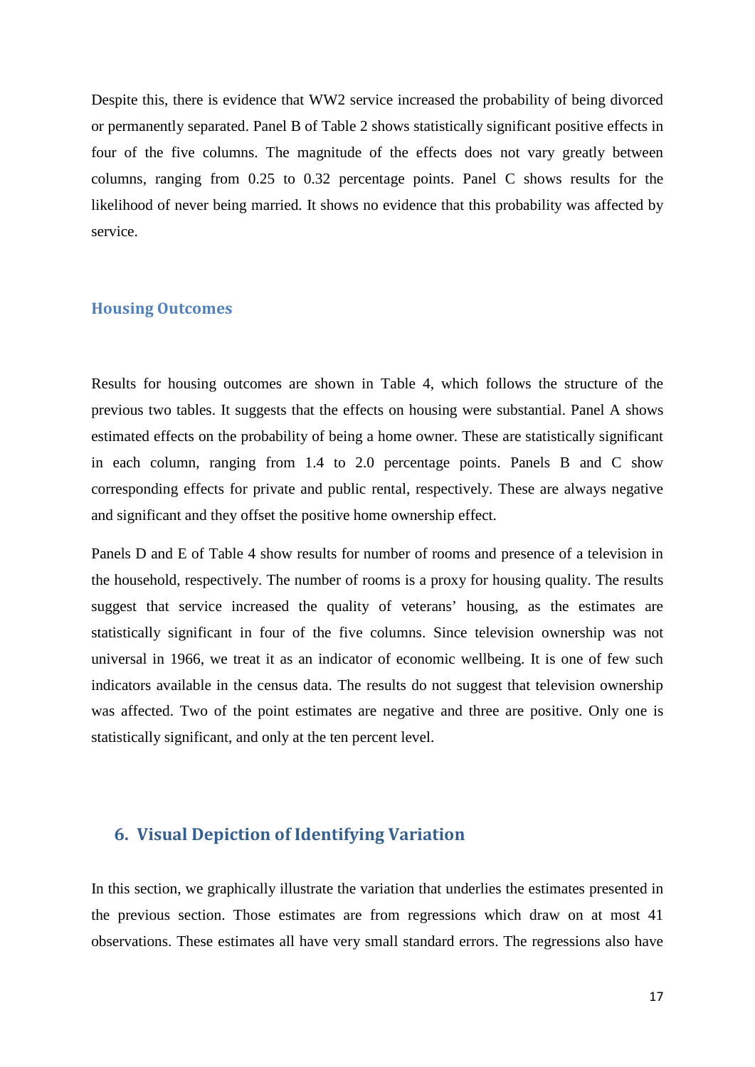Despite this, there is evidence that WW2 service increased the probability of being divorced or permanently separated. Panel B of Table 2 shows statistically significant positive effects in four of the five columns. The magnitude of the effects does not vary greatly between columns, ranging from 0.25 to 0.32 percentage points. Panel C shows results for the likelihood of never being married. It shows no evidence that this probability was affected by service.

### Housing Outcomes

Results for housing outcomes are shown in Table 4, which follows the structure of the previous two tables. It suggests that the effects on housing were substantial. Panel A shows estimated effects on the probability of being a home owner. These are statistically significant in each column, ranging from 1.4 to 2.0 percentage points. Panels B and C show corresponding effects for private and public rental, respectively. These are always negative and significant and they offset the positive home ownership effect.

Panels D and E of Table 4 show results for number of rooms and presence of a television in the household, respectively. The number of rooms is a proxy for housing quality. The results suggest that service increased the quality of veterans' housing, as the estimates are statistically significant in four of the five columns. Since television ownership was not universal in 1966, we treat it as an indicator of economic wellbeing. It is one of few such indicators available in the census data. The results do not suggest that television ownership was affected. Two of the point estimates are negative and three are positive. Only one is statistically significant, and only at the ten percent level.

## 6. Visual Depiction of Identifying Variation

In this section, we graphically illustrate the variation that underlies the estimates presented in the previous section. Those estimates are from regressions which draw on at most 41 observations. These estimates all have very small standard errors. The regressions also have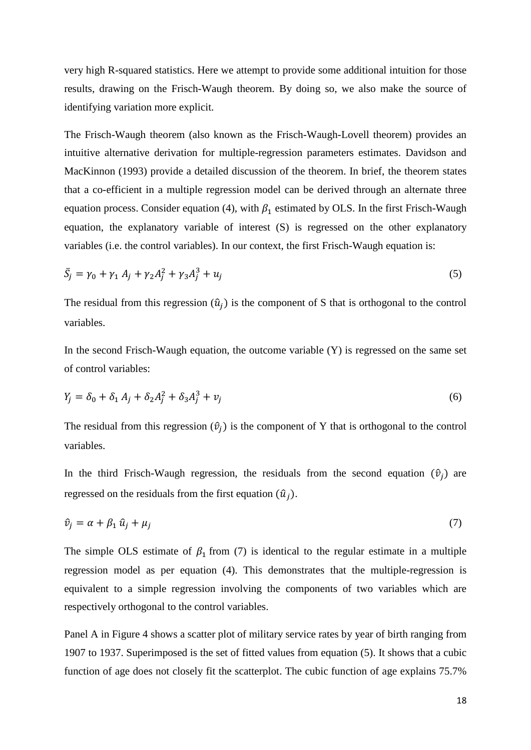very high R-squared statistics. Here we attempt to provide some additional intuition for those results, drawing on the Frisch-Waugh theorem. By doing so, we also make the source of identifying variation more explicit.

The Frisch-Waugh theorem (also known as the Frisch-Waugh-Lovell theorem) provides an intuitive alternative derivation for multiple-regression parameters estimates. Davidson and MacKinnon (1993) provide a detailed discussion of the theorem. In brief, the theorem states that a co-efficient in a multiple regression model can be derived through an alternate three equation process. Consider equation (4), with $\beta_1$ estimated by OLS. In the first Frisch-Waugh equation, the explanatory variable of interest (S) is regressed on the other explanatory variables (i.e. the control variables). In our context, the first Frisch-Waugh equation is:

$$\bar{S}_j = \gamma_0 + \gamma_1 A_j + \gamma_2 A_j^2 + \gamma_3 A_j^3 + u_j \tag{5}$$

The residual from this regression ($\hat{u}_j$) is the component of S that is orthogonal to the control variables.

In the second Frisch-Waugh equation, the outcome variable (Y) is regressed on the same set of control variables:

$$Y_j = \delta_0 + \delta_1 A_j + \delta_2 A_j^2 + \delta_3 A_j^3 + v_j \tag{6}$$

The residual from this regression ($\hat{v}_j$) is the component of Y that is orthogonal to the control variables.

In the third Frisch-Waugh regression, the residuals from the second equation ($\hat{v}_j$) are regressed on the residuals from the first equation ($\hat{u}_j$).

$$\hat{v}_j = \alpha + \beta_1 \hat{u}_j + \mu_j \tag{7}$$

The simple OLS estimate of $\beta_1$ from (7) is identical to the regular estimate in a multiple regression model as per equation (4). This demonstrates that the multiple-regression is equivalent to a simple regression involving the components of two variables which are respectively orthogonal to the control variables.

Panel A in Figure 4 shows a scatter plot of military service rates by year of birth ranging from 1907 to 1937. Superimposed is the set of fitted values from equation (5). It shows that a cubic function of age does not closely fit the scatterplot. The cubic function of age explains 75.7%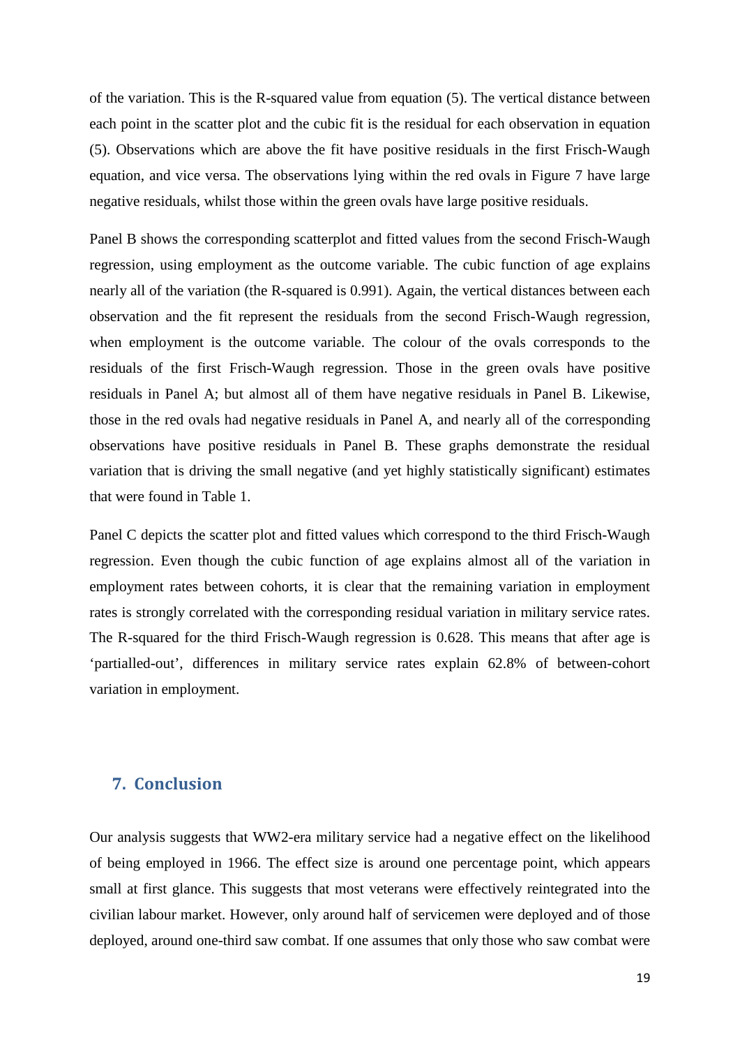of the variation. This is the R-squared value from equation (5). The vertical distance between each point in the scatter plot and the cubic fit is the residual for each observation in equation (5). Observations which are above the fit have positive residuals in the first Frisch-Waugh equation, and vice versa. The observations lying within the red ovals in Figure 7 have large negative residuals, whilst those within the green ovals have large positive residuals.

Panel B shows the corresponding scatterplot and fitted values from the second Frisch-Waugh regression, using employment as the outcome variable. The cubic function of age explains nearly all of the variation (the R-squared is 0.991). Again, the vertical distances between each observation and the fit represent the residuals from the second Frisch-Waugh regression, when employment is the outcome variable. The colour of the ovals corresponds to the residuals of the first Frisch-Waugh regression. Those in the green ovals have positive residuals in Panel A; but almost all of them have negative residuals in Panel B. Likewise, those in the red ovals had negative residuals in Panel A, and nearly all of the corresponding observations have positive residuals in Panel B. These graphs demonstrate the residual variation that is driving the small negative (and yet highly statistically significant) estimates that were found in Table 1.

Panel C depicts the scatter plot and fitted values which correspond to the third Frisch-Waugh regression. Even though the cubic function of age explains almost all of the variation in employment rates between cohorts, it is clear that the remaining variation in employment rates is strongly correlated with the corresponding residual variation in military service rates. The R-squared for the third Frisch-Waugh regression is 0.628. This means that after age is 'partialled-out', differences in military service rates explain 62.8% of between-cohort variation in employment.

## 7. Conclusion

Our analysis suggests that WW2-era military service had a negative effect on the likelihood of being employed in 1966. The effect size is around one percentage point, which appears small at first glance. This suggests that most veterans were effectively reintegrated into the civilian labour market. However, only around half of servicemen were deployed and of those deployed, around one-third saw combat. If one assumes that only those who saw combat were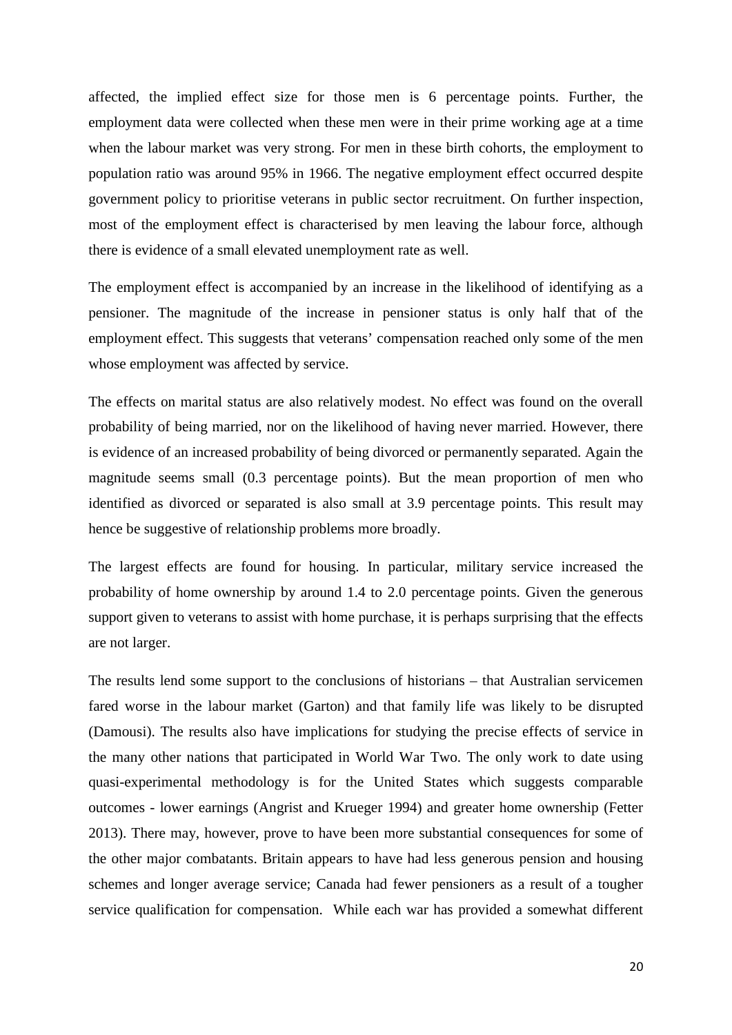affected, the implied effect size for those men is 6 percentage points. Further, the employment data were collected when these men were in their prime working age at a time when the labour market was very strong. For men in these birth cohorts, the employment to population ratio was around 95% in 1966. The negative employment effect occurred despite government policy to prioritise veterans in public sector recruitment. On further inspection, most of the employment effect is characterised by men leaving the labour force, although there is evidence of a small elevated unemployment rate as well.

The employment effect is accompanied by an increase in the likelihood of identifying as a pensioner. The magnitude of the increase in pensioner status is only half that of the employment effect. This suggests that veterans' compensation reached only some of the men whose employment was affected by service.

The effects on marital status are also relatively modest. No effect was found on the overall probability of being married, nor on the likelihood of having never married. However, there is evidence of an increased probability of being divorced or permanently separated. Again the magnitude seems small (0.3 percentage points). But the mean proportion of men who identified as divorced or separated is also small at 3.9 percentage points. This result may hence be suggestive of relationship problems more broadly.

The largest effects are found for housing. In particular, military service increased the probability of home ownership by around 1.4 to 2.0 percentage points. Given the generous support given to veterans to assist with home purchase, it is perhaps surprising that the effects are not larger.

The results lend some support to the conclusions of historians – that Australian servicemen fared worse in the labour market (Garton) and that family life was likely to be disrupted (Damousi). The results also have implications for studying the precise effects of service in the many other nations that participated in World War Two. The only work to date using quasi-experimental methodology is for the United States which suggests comparable outcomes - lower earnings (Angrist and Krueger 1994) and greater home ownership (Fetter 2013). There may, however, prove to have been more substantial consequences for some of the other major combatants. Britain appears to have had less generous pension and housing schemes and longer average service; Canada had fewer pensioners as a result of a tougher service qualification for compensation.  While each war has provided a somewhat different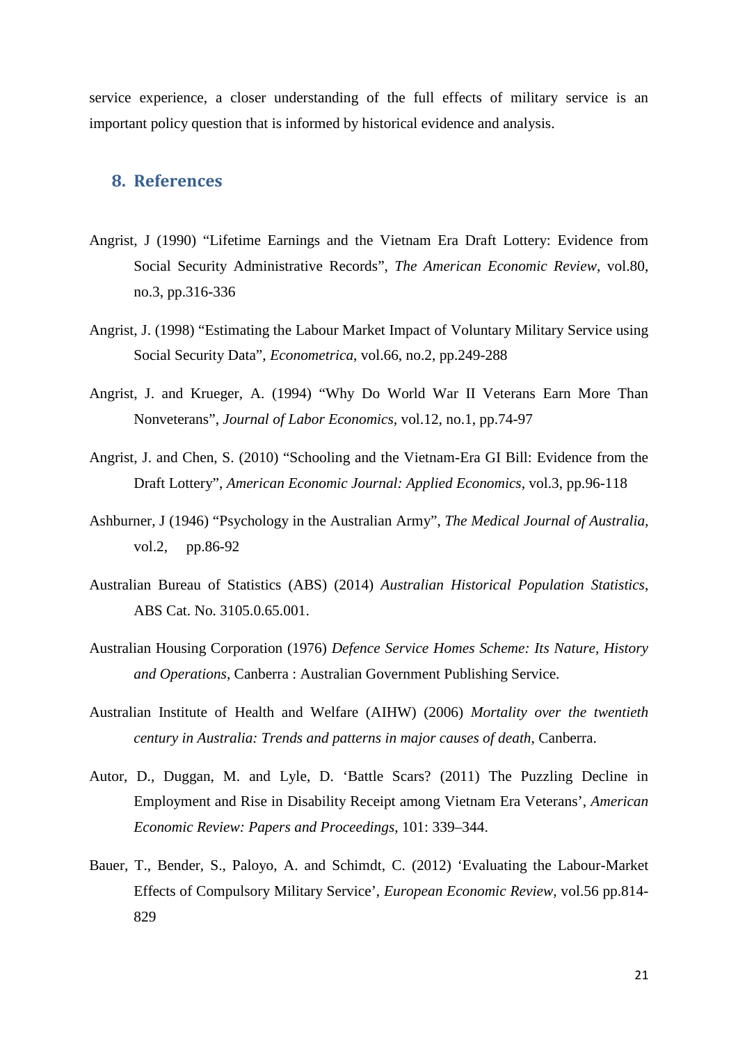service experience, a closer understanding of the full effects of military service is an important policy question that is informed by historical evidence and analysis.

## 8. References

Angrist, J (1990) "Lifetime Earnings and the Vietnam Era Draft Lottery: Evidence from Social Security Administrative Records", *The American Economic Review*, vol.80, no.3, pp.316-336

Angrist, J. (1998) "Estimating the Labour Market Impact of Voluntary Military Service using Social Security Data", *Econometrica*, vol.66, no.2, pp.249-288

Angrist, J. and Krueger, A. (1994) "Why Do World War II Veterans Earn More Than Nonveterans", *Journal of Labor Economics*, vol.12, no.1, pp.74-97

Angrist, J. and Chen, S. (2010) "Schooling and the Vietnam-Era GI Bill: Evidence from the Draft Lottery", *American Economic Journal: Applied Economics*, vol.3, pp.96-118

Ashburner, J (1946) "Psychology in the Australian Army", *The Medical Journal of Australia*, vol.2, pp.86-92

Australian Bureau of Statistics (ABS) (2014) *Australian Historical Population Statistics*, ABS Cat. No. 3105.0.65.001.

Australian Housing Corporation (1976) *Defence Service Homes Scheme: Its Nature, History and Operations*, Canberra : Australian Government Publishing Service.

Australian Institute of Health and Welfare (AIHW) (2006) *Mortality over the twentieth century in Australia: Trends and patterns in major causes of death*, Canberra.

Autor, D., Duggan, M. and Lyle, D. 'Battle Scars? (2011) The Puzzling Decline in Employment and Rise in Disability Receipt among Vietnam Era Veterans', *American Economic Review: Papers and Proceedings*, 101: 339–344.

Bauer, T., Bender, S., Paloyo, A. and Schimdt, C. (2012) 'Evaluating the Labour-Market Effects of Compulsory Military Service', *European Economic Review*, vol.56 pp.814-829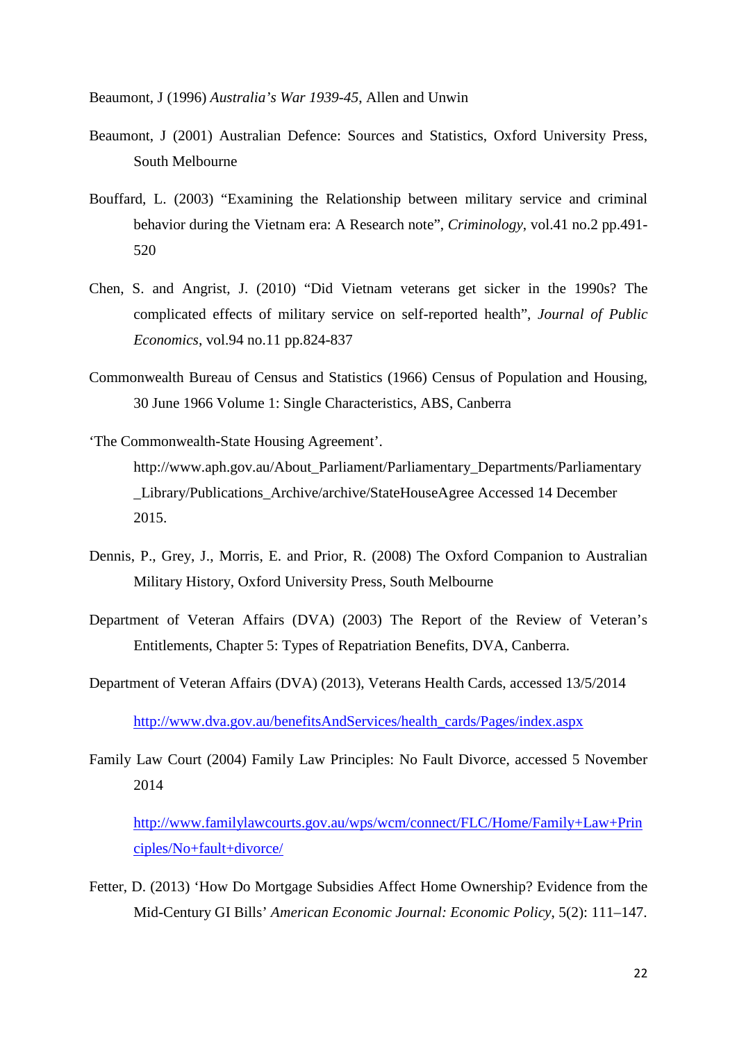Beaumont, J (1996) *Australia's War 1939-45*, Allen and Unwin

Beaumont, J (2001) Australian Defence: Sources and Statistics, Oxford University Press, South Melbourne

Bouffard, L. (2003) "Examining the Relationship between military service and criminal behavior during the Vietnam era: A Research note", *Criminology*, vol.41 no.2 pp.491-520

Chen, S. and Angrist, J. (2010) "Did Vietnam veterans get sicker in the 1990s? The complicated effects of military service on self-reported health", *Journal of Public Economics*, vol.94 no.11 pp.824-837

Commonwealth Bureau of Census and Statistics (1966) Census of Population and Housing, 30 June 1966 Volume 1: Single Characteristics, ABS, Canberra

'The Commonwealth-State Housing Agreement'. http://www.aph.gov.au/About_Parliament/Parliamentary_Departments/Parliamentary_Library/Publications_Archive/archive/StateHouseAgree Accessed 14 December 2015.

Dennis, P., Grey, J., Morris, E. and Prior, R. (2008) The Oxford Companion to Australian Military History, Oxford University Press, South Melbourne

Department of Veteran Affairs (DVA) (2003) The Report of the Review of Veteran's Entitlements, Chapter 5: Types of Repatriation Benefits, DVA, Canberra.

Department of Veteran Affairs (DVA) (2013), Veterans Health Cards, accessed 13/5/2014

http://www.dva.gov.au/benefitsAndServices/health_cards/Pages/index.aspx

Family Law Court (2004) Family Law Principles: No Fault Divorce, accessed 5 November 2014

http://www.familylawcourts.gov.au/wps/wcm/connect/FLC/Home/Family+Law+Principles/No+fault+divorce/

Fetter, D. (2013) 'How Do Mortgage Subsidies Affect Home Ownership? Evidence from the Mid-Century GI Bills' *American Economic Journal: Economic Policy*, 5(2): 111–147.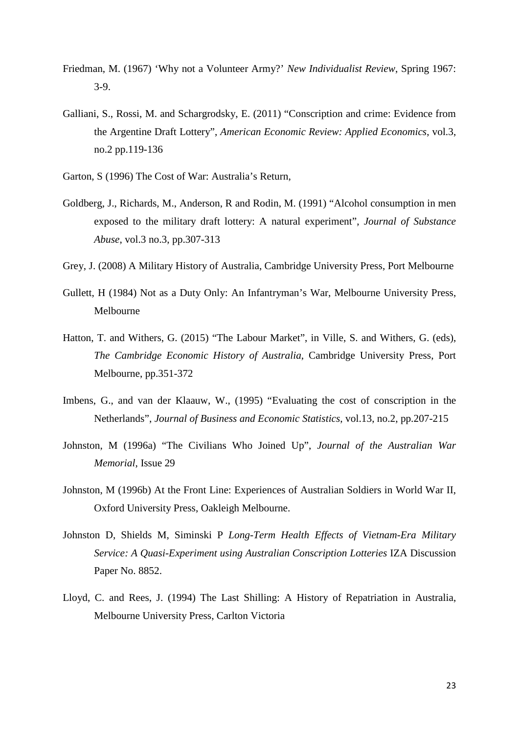Friedman, M. (1967) 'Why not a Volunteer Army?' *New Individualist Review*, Spring 1967: 3-9.

Galliani, S., Rossi, M. and Schargrodsky, E. (2011) "Conscription and crime: Evidence from the Argentine Draft Lottery", *American Economic Review: Applied Economics*, vol.3, no.2 pp.119-136

Garton, S (1996) The Cost of War: Australia's Return,

Goldberg, J., Richards, M., Anderson, R and Rodin, M. (1991) "Alcohol consumption in men exposed to the military draft lottery: A natural experiment", *Journal of Substance Abuse*, vol.3 no.3, pp.307-313

Grey, J. (2008) A Military History of Australia, Cambridge University Press, Port Melbourne

Gullett, H (1984) Not as a Duty Only: An Infantryman's War, Melbourne University Press, Melbourne

Hatton, T. and Withers, G. (2015) "The Labour Market", in Ville, S. and Withers, G. (eds), *The Cambridge Economic History of Australia*, Cambridge University Press, Port Melbourne, pp.351-372

Imbens, G., and van der Klaauw, W., (1995) "Evaluating the cost of conscription in the Netherlands", *Journal of Business and Economic Statistics*, vol.13, no.2, pp.207-215

Johnston, M (1996a) "The Civilians Who Joined Up", *Journal of the Australian War Memorial*, Issue 29

Johnston, M (1996b) At the Front Line: Experiences of Australian Soldiers in World War II, Oxford University Press, Oakleigh Melbourne.

Johnston D, Shields M, Siminski P *Long-Term Health Effects of Vietnam-Era Military Service: A Quasi-Experiment using Australian Conscription Lotteries* IZA Discussion Paper No. 8852.

Lloyd, C. and Rees, J. (1994) The Last Shilling: A History of Repatriation in Australia, Melbourne University Press, Carlton Victoria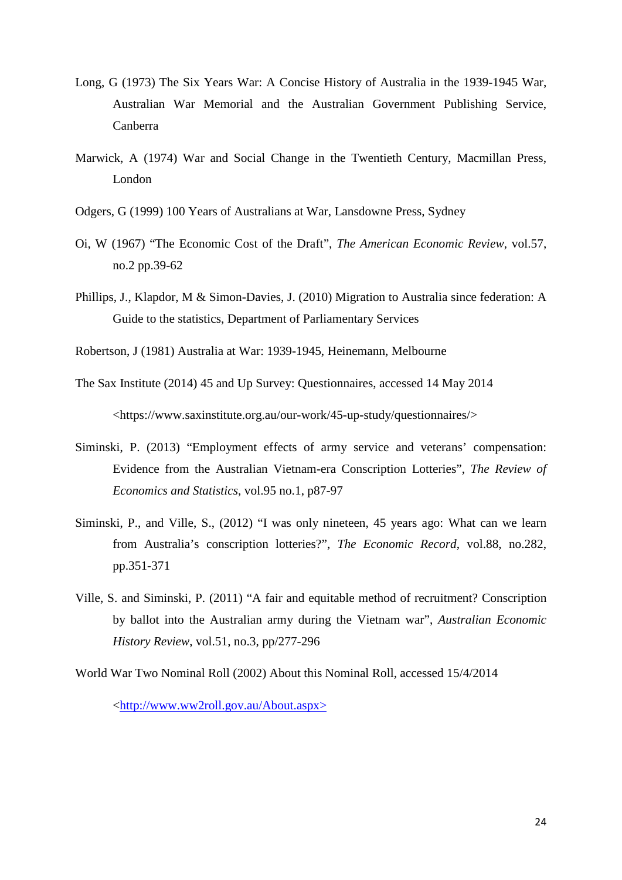Long, G (1973) The Six Years War: A Concise History of Australia in the 1939-1945 War, Australian War Memorial and the Australian Government Publishing Service, Canberra

Marwick, A (1974) War and Social Change in the Twentieth Century, Macmillan Press, London

Odgers, G (1999) 100 Years of Australians at War, Lansdowne Press, Sydney

Oi, W (1967) "The Economic Cost of the Draft", *The American Economic Review*, vol.57, no.2 pp.39-62

Phillips, J., Klapdor, M & Simon-Davies, J. (2010) Migration to Australia since federation: A Guide to the statistics, Department of Parliamentary Services

Robertson, J (1981) Australia at War: 1939-1945, Heinemann, Melbourne

The Sax Institute (2014) 45 and Up Survey: Questionnaires, accessed 14 May 2014

<https://www.saxinstitute.org.au/our-work/45-up-study/questionnaires/>

Siminski, P. (2013) "Employment effects of army service and veterans' compensation: Evidence from the Australian Vietnam-era Conscription Lotteries", *The Review of Economics and Statistics*, vol.95 no.1, p87-97

Siminski, P., and Ville, S., (2012) "I was only nineteen, 45 years ago: What can we learn from Australia's conscription lotteries?", *The Economic Record*, vol.88, no.282, pp.351-371

Ville, S. and Siminski, P. (2011) "A fair and equitable method of recruitment? Conscription by ballot into the Australian army during the Vietnam war", *Australian Economic History Review*, vol.51, no.3, pp/277-296

World War Two Nominal Roll (2002) About this Nominal Roll, accessed 15/4/2014

<http://www.ww2roll.gov.au/About.aspx>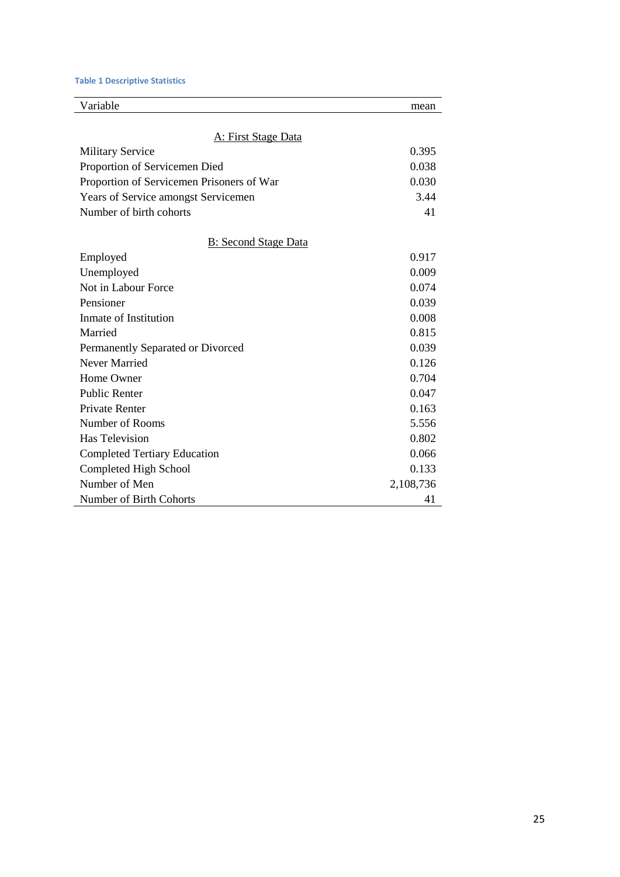**Table 1 Descriptive Statistics**

| Variable | mean |
|---|---|
| A: First Stage Data | |
| Military Service | 0.395 |
| Proportion of Servicemen Died | 0.038 |
| Proportion of Servicemen Prisoners of War | 0.030 |
| Years of Service amongst Servicemen | 3.44 |
| Number of birth cohorts | 41 |
| B: Second Stage Data | |
| Employed | 0.917 |
| Unemployed | 0.009 |
| Not in Labour Force | 0.074 |
| Pensioner | 0.039 |
| Inmate of Institution | 0.008 |
| Married | 0.815 |
| Permanently Separated or Divorced | 0.039 |
| Never Married | 0.126 |
| Home Owner | 0.704 |
| Public Renter | 0.047 |
| Private Renter | 0.163 |
| Number of Rooms | 5.556 |
| Has Television | 0.802 |
| Completed Tertiary Education | 0.066 |
| Completed High School | 0.133 |
| Number of Men | 2,108,736 |
| Number of Birth Cohorts | 41 |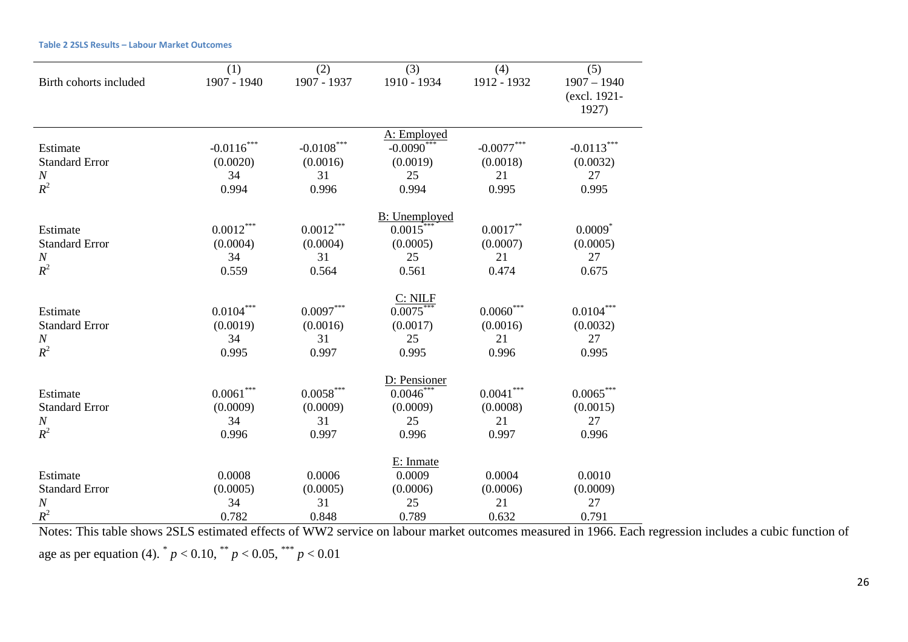**Table 2 2SLS Results – Labour Market Outcomes**

| Birth cohorts included | (1) 1907 - 1940 | (2) 1907 - 1937 | (3) 1910 - 1934 | (4) 1912 - 1932 | (5) 1907 – 1940 (excl. 1921-1927) |
|---|---|---|---|---|---|
| | | | A: Employed | | |
| Estimate | $-0.0116^{***}$ | $-0.0108^{***}$ | $-0.0090^{***}$ | $-0.0077^{***}$ | $-0.0113^{***}$ |
| Standard Error | (0.0020) | (0.0016) | (0.0019) | (0.0018) | (0.0032) |
| $N$ | 34 | 31 | 25 | 21 | 27 |
| $R^2$ | 0.994 | 0.996 | 0.994 | 0.995 | 0.995 |
| | | | B: Unemployed | | |
| Estimate | $0.0012^{***}$ | $0.0012^{***}$ | $0.0015^{***}$ | $0.0017^{**}$ | $0.0009^{*}$ |
| Standard Error | (0.0004) | (0.0004) | (0.0005) | (0.0007) | (0.0005) |
| $N$ | 34 | 31 | 25 | 21 | 27 |
| $R^2$ | 0.559 | 0.564 | 0.561 | 0.474 | 0.675 |
| | | | C: NILF | | |
| Estimate | $0.0104^{***}$ | $0.0097^{***}$ | $0.0075^{***}$ | $0.0060^{***}$ | $0.0104^{***}$ |
| Standard Error | (0.0019) | (0.0016) | (0.0017) | (0.0016) | (0.0032) |
| $N$ | 34 | 31 | 25 | 21 | 27 |
| $R^2$ | 0.995 | 0.997 | 0.995 | 0.996 | 0.995 |
| | | | D: Pensioner | | |
| Estimate | $0.0061^{***}$ | $0.0058^{***}$ | $0.0046^{***}$ | $0.0041^{***}$ | $0.0065^{***}$ |
| Standard Error | (0.0009) | (0.0009) | (0.0009) | (0.0008) | (0.0015) |
| $N$ | 34 | 31 | 25 | 21 | 27 |
| $R^2$ | 0.996 | 0.997 | 0.996 | 0.997 | 0.996 |
| | | | E: Inmate | | |
| Estimate | 0.0008 | 0.0006 | 0.0009 | 0.0004 | 0.0010 |
| Standard Error | (0.0005) | (0.0005) | (0.0006) | (0.0006) | (0.0009) |
| $N$ | 34 | 31 | 25 | 21 | 27 |
| $R^2$ | 0.782 | 0.848 | 0.789 | 0.632 | 0.791 |

Notes: This table shows 2SLS estimated effects of WW2 service on labour market outcomes measured in 1966. Each regression includes a cubic function of age as per equation (4). $^{*}$ $p < 0.10$, $^{**}$ $p < 0.05$, $^{***}$ $p < 0.01$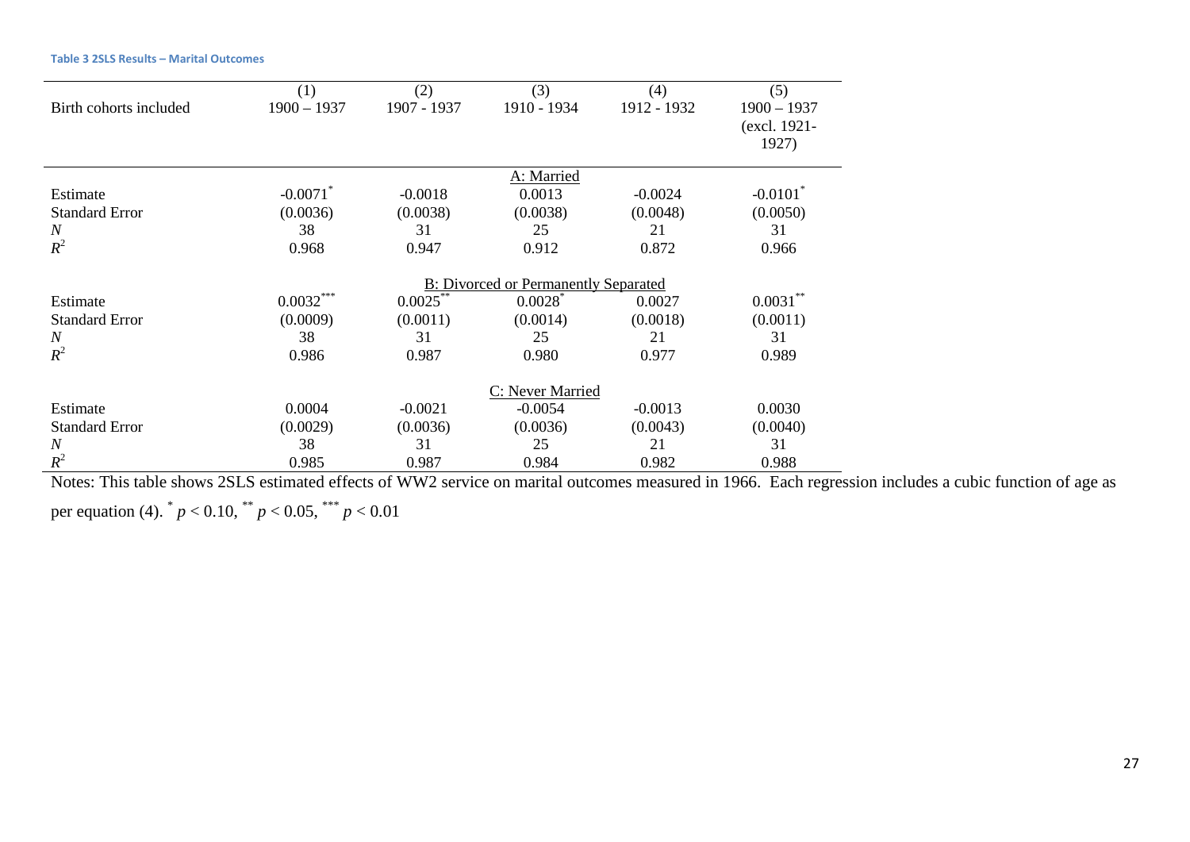**Table 3 2SLS Results – Marital Outcomes**

| | (1) | (2) | (3) | (4) | (5) |
|---|---|---|---|---|---|
| Birth cohorts included | 1900 – 1937 | 1907 - 1937 | 1910 - 1934 | 1912 - 1932 | 1900 – 1937 (excl. 1921-1927) |
| | | | A: Married | | |
| Estimate | -0.0071* | -0.0018 | 0.0013 | -0.0024 | -0.0101* |
| Standard Error | (0.0036) | (0.0038) | (0.0038) | (0.0048) | (0.0050) |
| $N$ | 38 | 31 | 25 | 21 | 31 |
| $R^2$ | 0.968 | 0.947 | 0.912 | 0.872 | 0.966 |
| | | | B: Divorced or Permanently Separated | | |
| Estimate | 0.0032*** | 0.0025** | 0.0028* | 0.0027 | 0.0031** |
| Standard Error | (0.0009) | (0.0011) | (0.0014) | (0.0018) | (0.0011) |
| $N$ | 38 | 31 | 25 | 21 | 31 |
| $R^2$ | 0.986 | 0.987 | 0.980 | 0.977 | 0.989 |
| | | | C: Never Married | | |
| Estimate | 0.0004 | -0.0021 | -0.0054 | -0.0013 | 0.0030 |
| Standard Error | (0.0029) | (0.0036) | (0.0036) | (0.0043) | (0.0040) |
| $N$ | 38 | 31 | 25 | 21 | 31 |
| $R^2$ | 0.985 | 0.987 | 0.984 | 0.982 | 0.988 |

Notes: This table shows 2SLS estimated effects of WW2 service on marital outcomes measured in 1966. Each regression includes a cubic function of age as per equation (4). * $p < 0.10$, ** $p < 0.05$, *** $p < 0.01$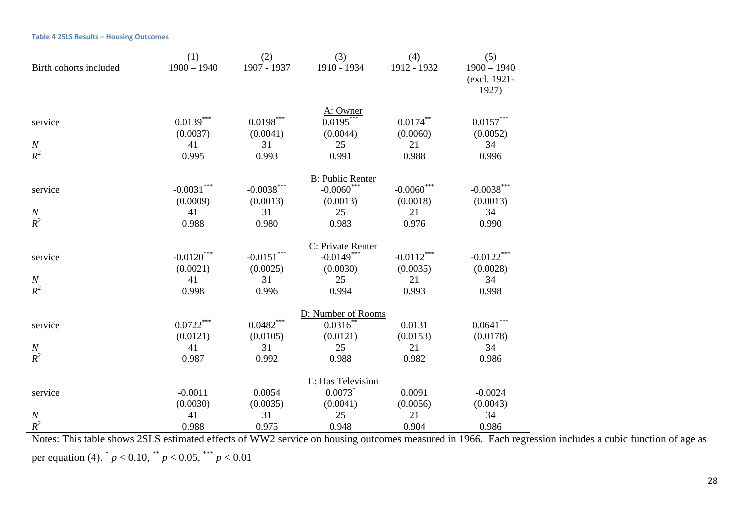**Table 4 2SLS Results – Housing Outcomes**

| | (1) | (2) | (3) | (4) | (5) |
|---|---|---|---|---|---|
| Birth cohorts included | 1900 – 1940 | 1907 - 1937 | 1910 - 1934 | 1912 - 1932 | 1900 – 1940 (excl. 1921-1927) |
| | | | A: Owner | | |
| service | 0.0139*** | 0.0198*** | 0.0195*** | 0.0174** | 0.0157*** |
| | (0.0037) | (0.0041) | (0.0044) | (0.0060) | (0.0052) |
| $N$ | 41 | 31 | 25 | 21 | 34 |
| $R^2$ | 0.995 | 0.993 | 0.991 | 0.988 | 0.996 |
| | | | B: Public Renter | | |
| service | -0.0031*** | -0.0038*** | -0.0060*** | -0.0060*** | -0.0038*** |
| | (0.0009) | (0.0013) | (0.0013) | (0.0018) | (0.0013) |
| $N$ | 41 | 31 | 25 | 21 | 34 |
| $R^2$ | 0.988 | 0.980 | 0.983 | 0.976 | 0.990 |
| | | | C: Private Renter | | |
| service | -0.0120*** | -0.0151*** | -0.0149*** | -0.0112*** | -0.0122*** |
| | (0.0021) | (0.0025) | (0.0030) | (0.0035) | (0.0028) |
| $N$ | 41 | 31 | 25 | 21 | 34 |
| $R^2$ | 0.998 | 0.996 | 0.994 | 0.993 | 0.998 |
| | | | D: Number of Rooms | | |
| service | 0.0722*** | 0.0482*** | 0.0316** | 0.0131 | 0.0641*** |
| | (0.0121) | (0.0105) | (0.0121) | (0.0153) | (0.0178) |
| $N$ | 41 | 31 | 25 | 21 | 34 |
| $R^2$ | 0.987 | 0.992 | 0.988 | 0.982 | 0.986 |
| | | | E: Has Television | | |
| service | -0.0011 | 0.0054 | 0.0073* | 0.0091 | -0.0024 |
| | (0.0030) | (0.0035) | (0.0041) | (0.0056) | (0.0043) |
| $N$ | 41 | 31 | 25 | 21 | 34 |
| $R^2$ | 0.988 | 0.975 | 0.948 | 0.904 | 0.986 |

Notes: This table shows 2SLS estimated effects of WW2 service on housing outcomes measured in 1966. Each regression includes a cubic function of age as per equation (4). * $p < 0.10$, ** $p < 0.05$, *** $p < 0.01$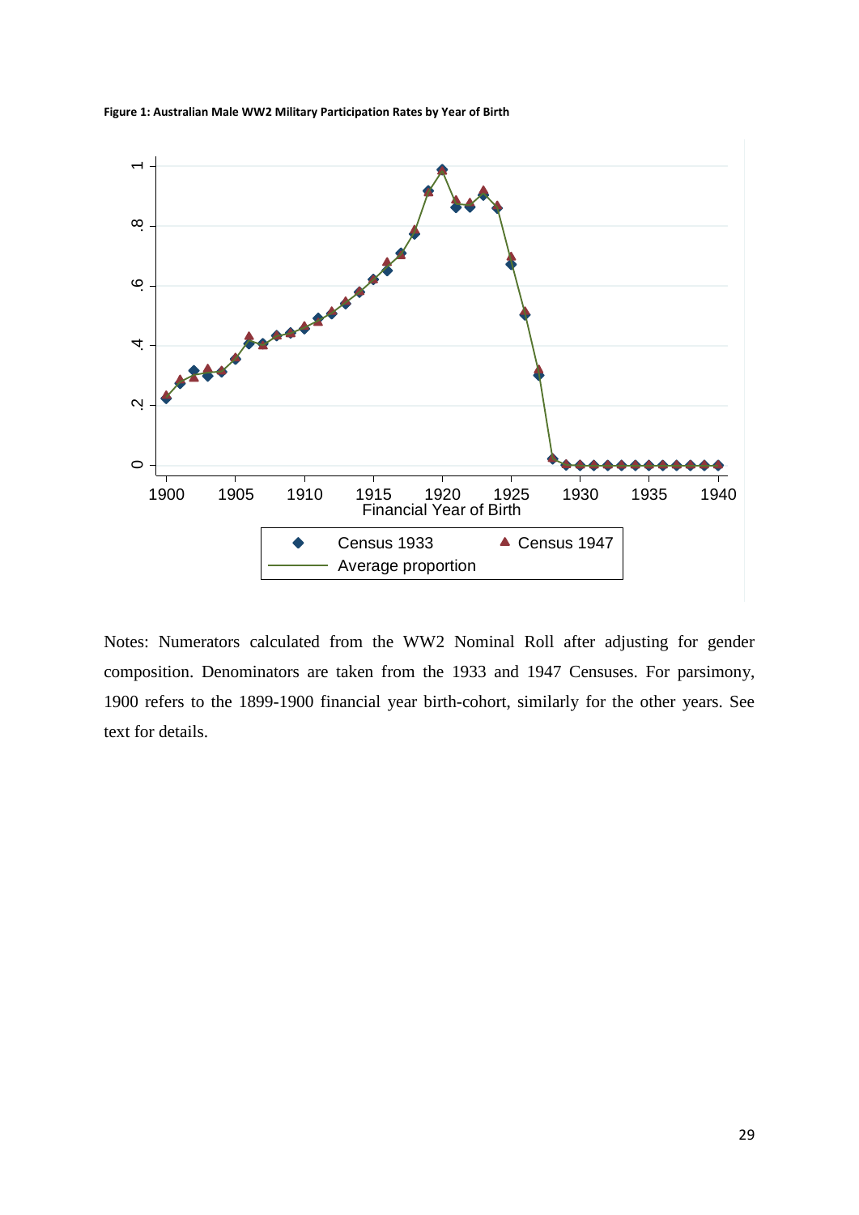**Figure 1: Australian Male WW2 Military Participation Rates by Year of Birth**

Notes: Numerators calculated from the WW2 Nominal Roll after adjusting for gender composition. Denominators are taken from the 1933 and 1947 Censuses. For parsimony, 1900 refers to the 1899-1900 financial year birth-cohort, similarly for the other years. See text for details.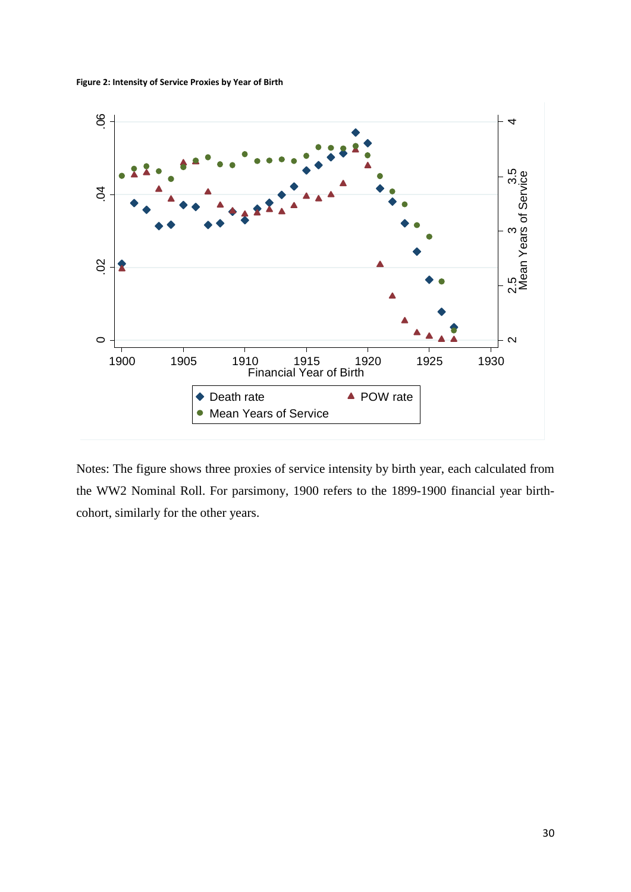**Figure 2: Intensity of Service Proxies by Year of Birth**

Notes: The figure shows three proxies of service intensity by birth year, each calculated from the WW2 Nominal Roll. For parsimony, 1900 refers to the 1899-1900 financial year birth-cohort, similarly for the other years.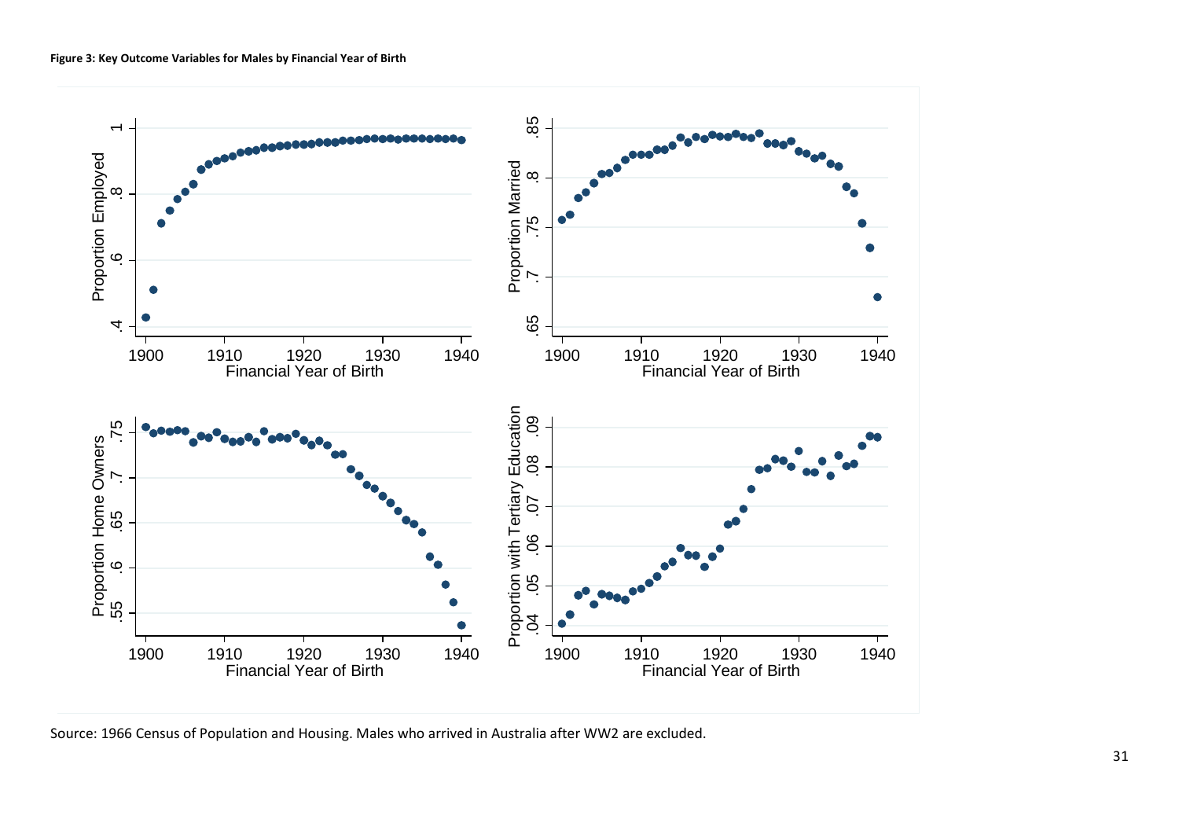**Figure 3: Key Outcome Variables for Males by Financial Year of Birth**

Source: 1966 Census of Population and Housing. Males who arrived in Australia after WW2 are excluded.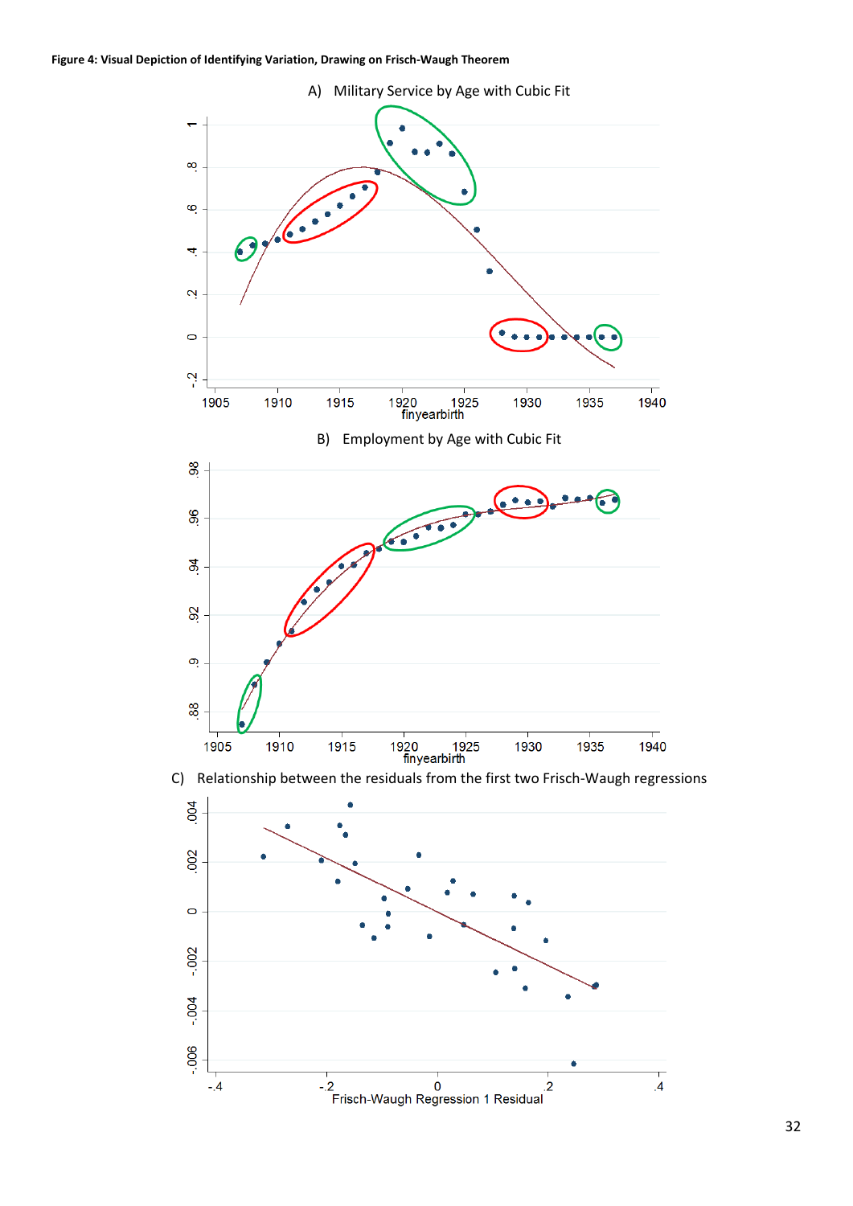**Figure 4: Visual Depiction of Identifying Variation, Drawing on Frisch-Waugh Theorem**

A) Military Service by Age with Cubic Fit

B) Employment by Age with Cubic Fit

C) Relationship between the residuals from the first two Frisch-Waugh regressions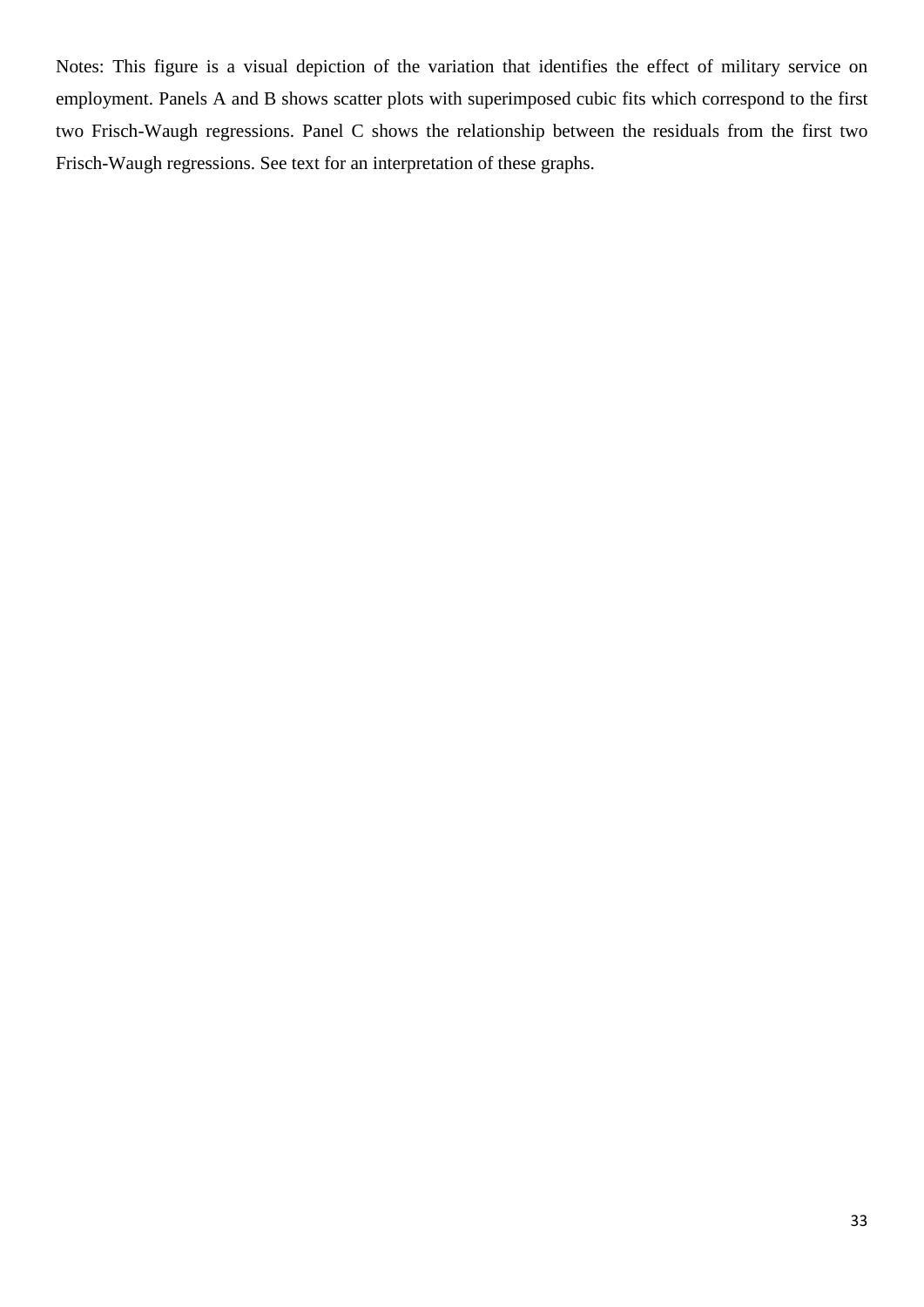Notes: This figure is a visual depiction of the variation that identifies the effect of military service on employment. Panels A and B shows scatter plots with superimposed cubic fits which correspond to the first two Frisch-Waugh regressions. Panel C shows the relationship between the residuals from the first two Frisch-Waugh regressions. See text for an interpretation of these graphs.